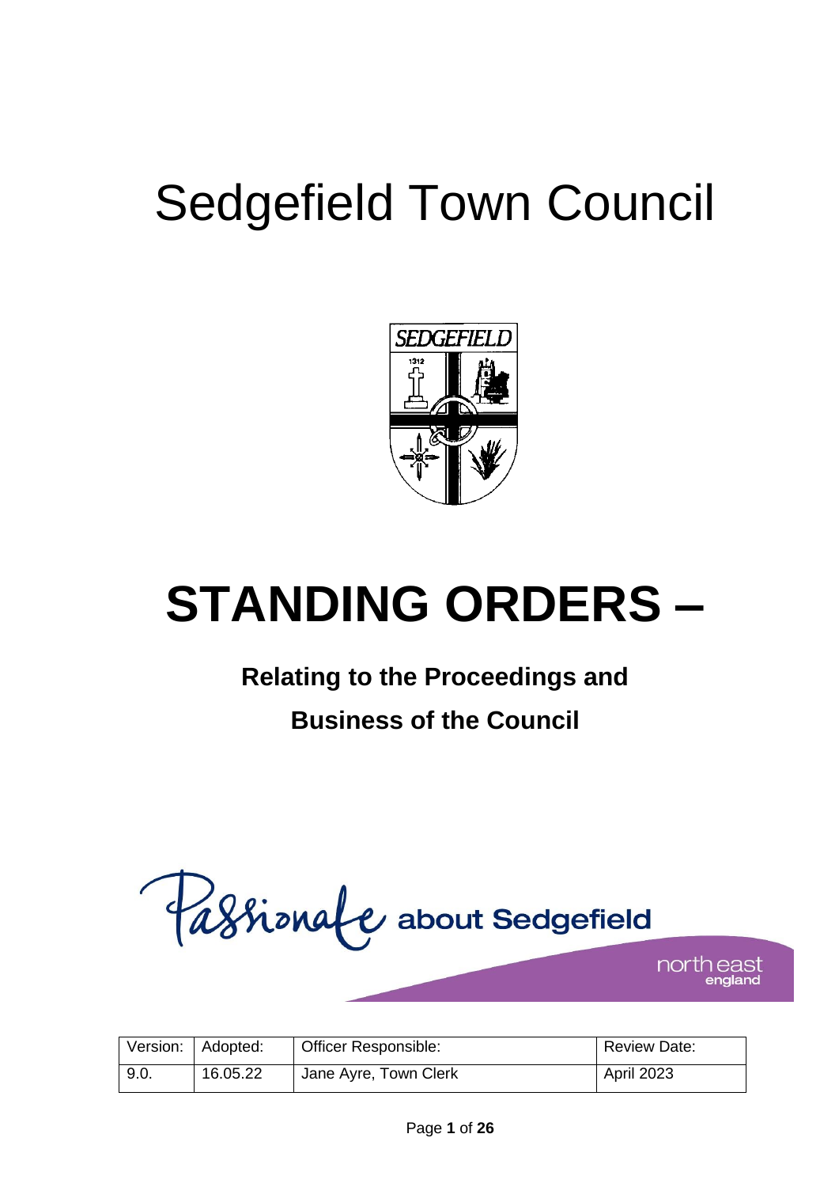# Sedgefield Town Council

# STANDING ORDERS –

## Relating to the Proceedings and Business of the Council

Passionate about Sedgefield

north east england

| Version: | Adopted: | Officer Responsible: | Review Date: |
|---|---|---|---|
| 9.0. | 16.05.22 | Jane Ayre, Town Clerk | April 2023 |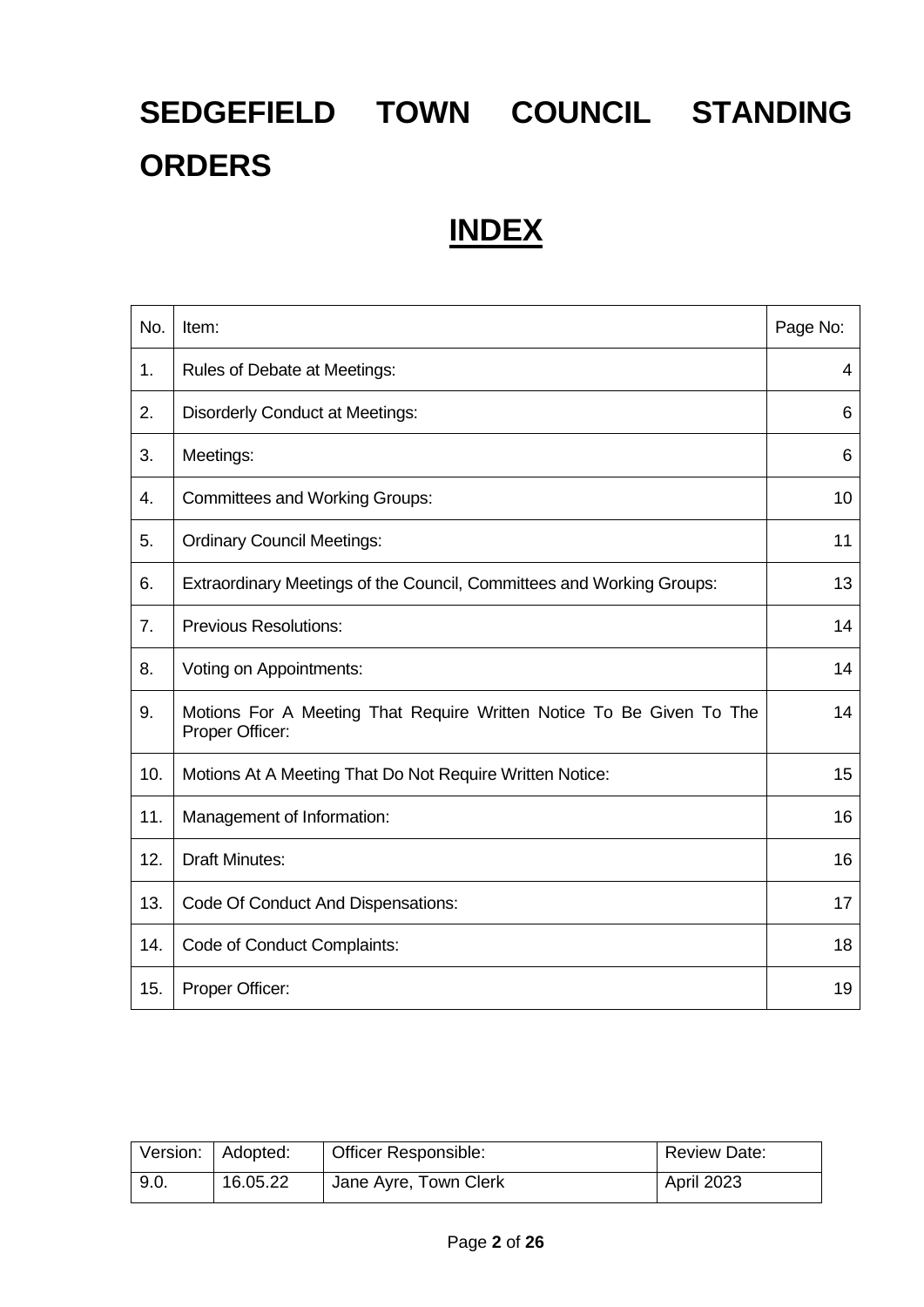# SEDGEFIELD TOWN COUNCIL STANDING ORDERS

## INDEX

| No. | Item: | Page No: |
|---|---|---|
| 1. | Rules of Debate at Meetings: | 4 |
| 2. | Disorderly Conduct at Meetings: | 6 |
| 3. | Meetings: | 6 |
| 4. | Committees and Working Groups: | 10 |
| 5. | Ordinary Council Meetings: | 11 |
| 6. | Extraordinary Meetings of the Council, Committees and Working Groups: | 13 |
| 7. | Previous Resolutions: | 14 |
| 8. | Voting on Appointments: | 14 |
| 9. | Motions For A Meeting That Require Written Notice To Be Given To The Proper Officer: | 14 |
| 10. | Motions At A Meeting That Do Not Require Written Notice: | 15 |
| 11. | Management of Information: | 16 |
| 12. | Draft Minutes: | 16 |
| 13. | Code Of Conduct And Dispensations: | 17 |
| 14. | Code of Conduct Complaints: | 18 |
| 15. | Proper Officer: | 19 |

| Version: | Adopted: | Officer Responsible: | Review Date: |
|---|---|---|---|
| 9.0. | 16.05.22 | Jane Ayre, Town Clerk | April 2023 |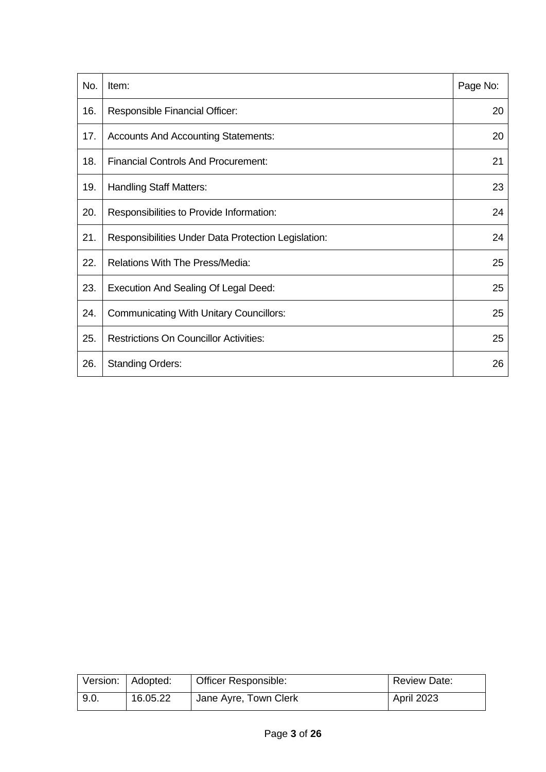| No. | Item: | Page No: |
|---|---|---|
| 16. | Responsible Financial Officer: | 20 |
| 17. | Accounts And Accounting Statements: | 20 |
| 18. | Financial Controls And Procurement: | 21 |
| 19. | Handling Staff Matters: | 23 |
| 20. | Responsibilities to Provide Information: | 24 |
| 21. | Responsibilities Under Data Protection Legislation: | 24 |
| 22. | Relations With The Press/Media: | 25 |
| 23. | Execution And Sealing Of Legal Deed: | 25 |
| 24. | Communicating With Unitary Councillors: | 25 |
| 25. | Restrictions On Councillor Activities: | 25 |
| 26. | Standing Orders: | 26 |

| Version: | Adopted: | Officer Responsible: | Review Date: |
|---|---|---|---|
| 9.0. | 16.05.22 | Jane Ayre, Town Clerk | April 2023 |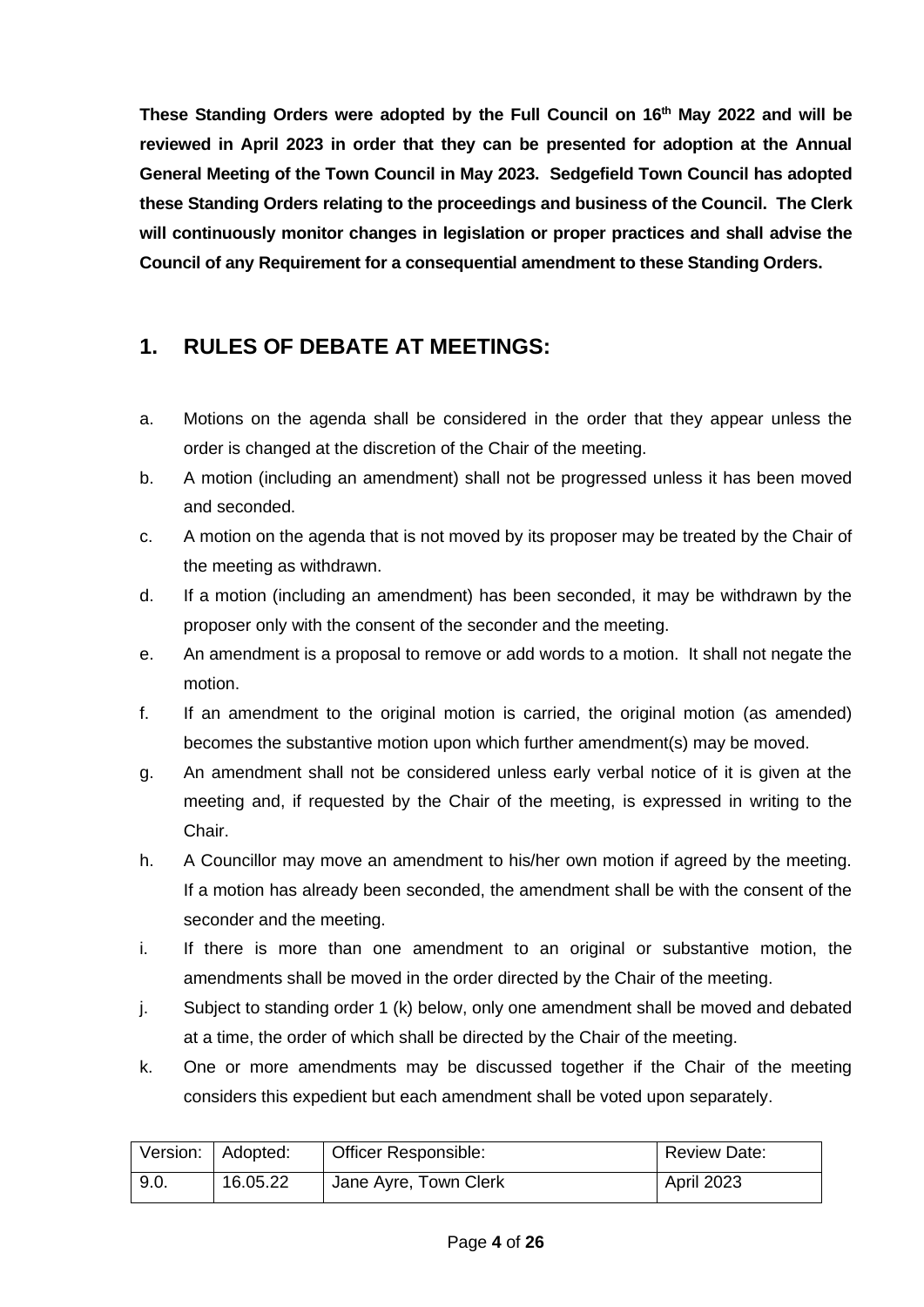**These Standing Orders were adopted by the Full Council on 16th May 2022 and will be reviewed in April 2023 in order that they can be presented for adoption at the Annual General Meeting of the Town Council in May 2023. Sedgefield Town Council has adopted these Standing Orders relating to the proceedings and business of the Council. The Clerk will continuously monitor changes in legislation or proper practices and shall advise the Council of any Requirement for a consequential amendment to these Standing Orders.**

## 1. RULES OF DEBATE AT MEETINGS:

a. Motions on the agenda shall be considered in the order that they appear unless the order is changed at the discretion of the Chair of the meeting.

b. A motion (including an amendment) shall not be progressed unless it has been moved and seconded.

c. A motion on the agenda that is not moved by its proposer may be treated by the Chair of the meeting as withdrawn.

d. If a motion (including an amendment) has been seconded, it may be withdrawn by the proposer only with the consent of the seconder and the meeting.

e. An amendment is a proposal to remove or add words to a motion. It shall not negate the motion.

f. If an amendment to the original motion is carried, the original motion (as amended) becomes the substantive motion upon which further amendment(s) may be moved.

g. An amendment shall not be considered unless early verbal notice of it is given at the meeting and, if requested by the Chair of the meeting, is expressed in writing to the Chair.

h. A Councillor may move an amendment to his/her own motion if agreed by the meeting. If a motion has already been seconded, the amendment shall be with the consent of the seconder and the meeting.

i. If there is more than one amendment to an original or substantive motion, the amendments shall be moved in the order directed by the Chair of the meeting.

j. Subject to standing order 1 (k) below, only one amendment shall be moved and debated at a time, the order of which shall be directed by the Chair of the meeting.

k. One or more amendments may be discussed together if the Chair of the meeting considers this expedient but each amendment shall be voted upon separately.

| Version: | Adopted: | Officer Responsible: | Review Date: |
|---|---|---|---|
| 9.0. | 16.05.22 | Jane Ayre, Town Clerk | April 2023 |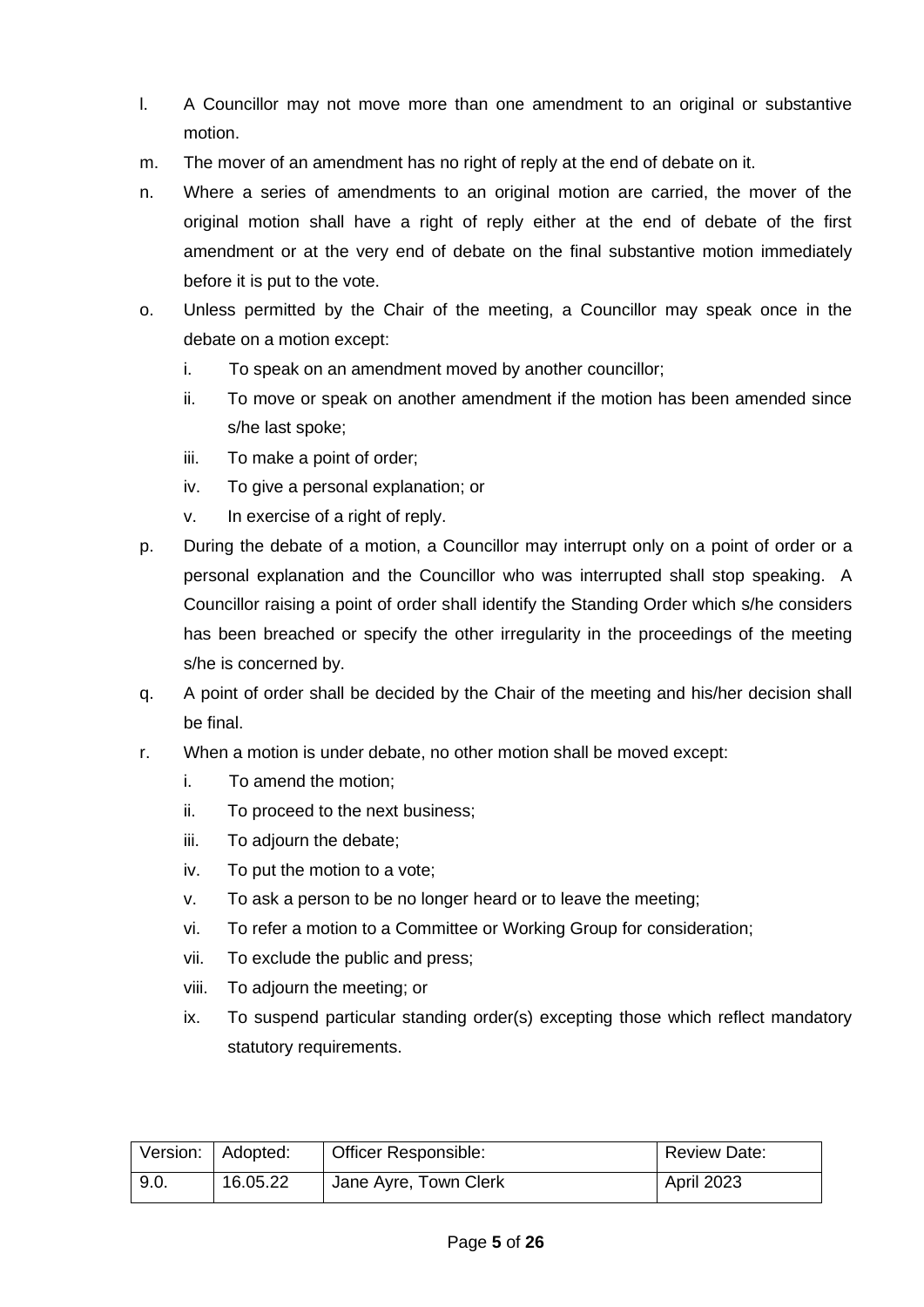l. A Councillor may not move more than one amendment to an original or substantive motion.

m. The mover of an amendment has no right of reply at the end of debate on it.

n. Where a series of amendments to an original motion are carried, the mover of the original motion shall have a right of reply either at the end of debate of the first amendment or at the very end of debate on the final substantive motion immediately before it is put to the vote.

o. Unless permitted by the Chair of the meeting, a Councillor may speak once in the debate on a motion except:

   i. To speak on an amendment moved by another councillor;

   ii. To move or speak on another amendment if the motion has been amended since s/he last spoke;

   iii. To make a point of order;

   iv. To give a personal explanation; or

   v. In exercise of a right of reply.

p. During the debate of a motion, a Councillor may interrupt only on a point of order or a personal explanation and the Councillor who was interrupted shall stop speaking. A Councillor raising a point of order shall identify the Standing Order which s/he considers has been breached or specify the other irregularity in the proceedings of the meeting s/he is concerned by.

q. A point of order shall be decided by the Chair of the meeting and his/her decision shall be final.

r. When a motion is under debate, no other motion shall be moved except:

   i. To amend the motion;

   ii. To proceed to the next business;

   iii. To adjourn the debate;

   iv. To put the motion to a vote;

   v. To ask a person to be no longer heard or to leave the meeting;

   vi. To refer a motion to a Committee or Working Group for consideration;

   vii. To exclude the public and press;

   viii. To adjourn the meeting; or

   ix. To suspend particular standing order(s) excepting those which reflect mandatory statutory requirements.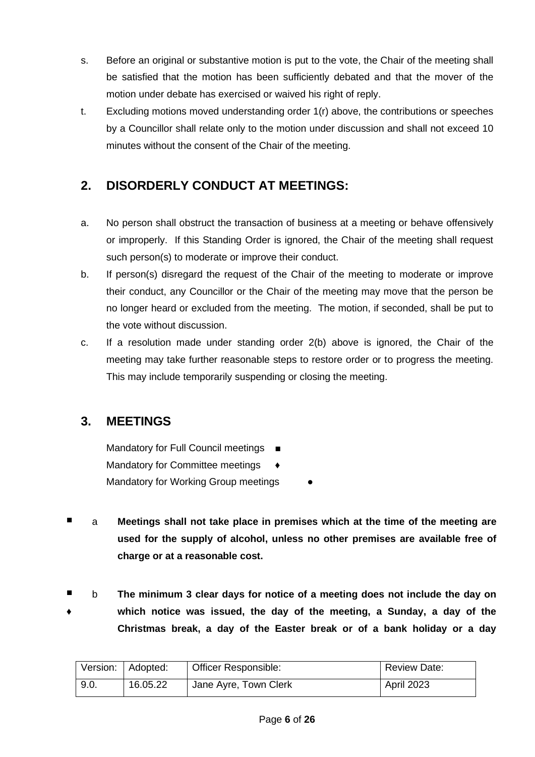s. Before an original or substantive motion is put to the vote, the Chair of the meeting shall be satisfied that the motion has been sufficiently debated and that the mover of the motion under debate has exercised or waived his right of reply.

t. Excluding motions moved understanding order 1(r) above, the contributions or speeches by a Councillor shall relate only to the motion under discussion and shall not exceed 10 minutes without the consent of the Chair of the meeting.

## 2. DISORDERLY CONDUCT AT MEETINGS:

a. No person shall obstruct the transaction of business at a meeting or behave offensively or improperly. If this Standing Order is ignored, the Chair of the meeting shall request such person(s) to moderate or improve their conduct.

b. If person(s) disregard the request of the Chair of the meeting to moderate or improve their conduct, any Councillor or the Chair of the meeting may move that the person be no longer heard or excluded from the meeting. The motion, if seconded, shall be put to the vote without discussion.

c. If a resolution made under standing order 2(b) above is ignored, the Chair of the meeting may take further reasonable steps to restore order or to progress the meeting. This may include temporarily suspending or closing the meeting.

## 3. MEETINGS

Mandatory for Full Council meetings ■
Mandatory for Committee meetings ♦
Mandatory for Working Group meetings ●

■ a **Meetings shall not take place in premises which at the time of the meeting are used for the supply of alcohol, unless no other premises are available free of charge or at a reasonable cost.**

■ ♦ b **The minimum 3 clear days for notice of a meeting does not include the day on which notice was issued, the day of the meeting, a Sunday, a day of the Christmas break, a day of the Easter break or of a bank holiday or a day**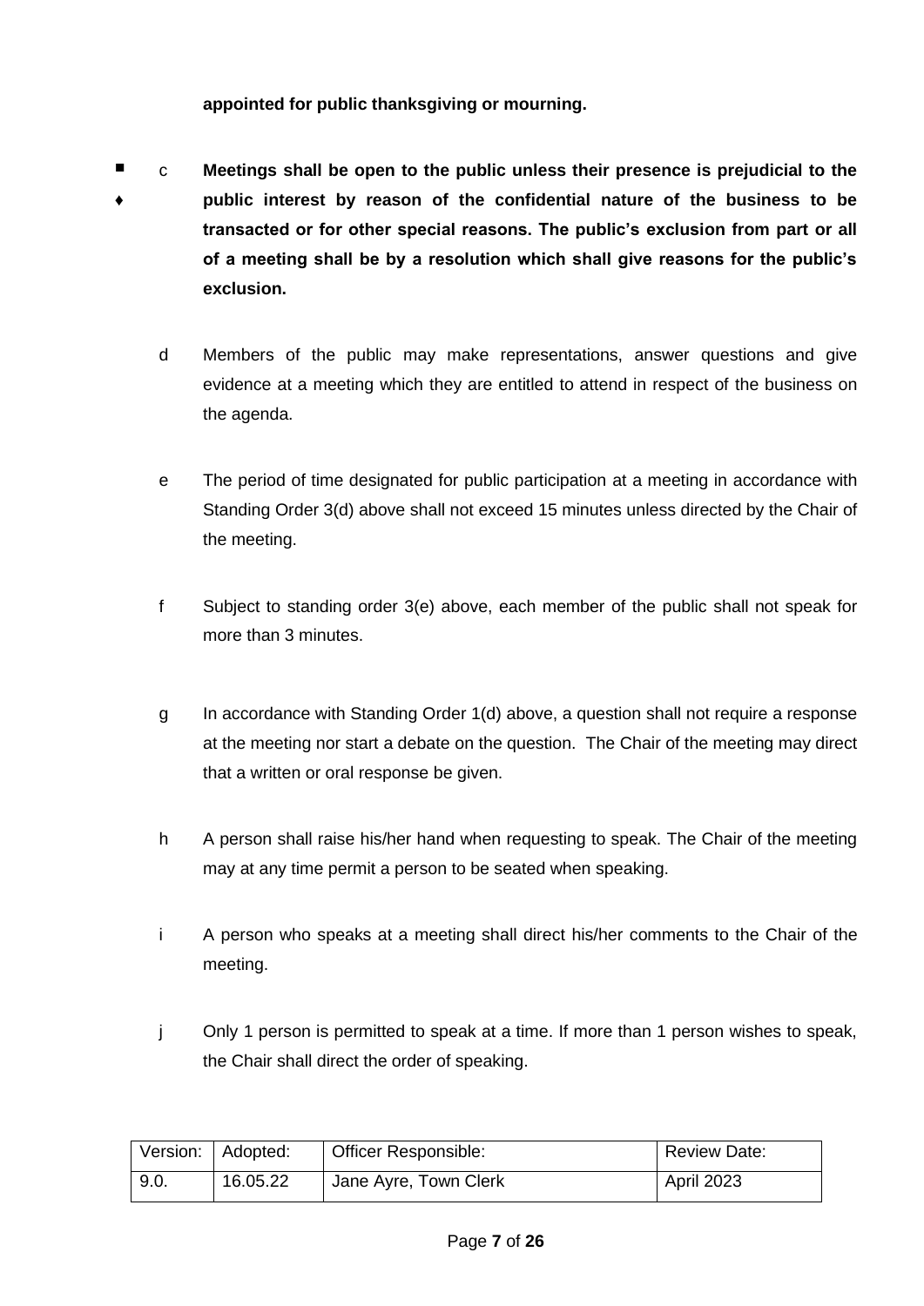**appointed for public thanksgiving or mourning.**

■ ♦ c **Meetings shall be open to the public unless their presence is prejudicial to the public interest by reason of the confidential nature of the business to be transacted or for other special reasons. The public's exclusion from part or all of a meeting shall be by a resolution which shall give reasons for the public's exclusion.**

d Members of the public may make representations, answer questions and give evidence at a meeting which they are entitled to attend in respect of the business on the agenda.

e The period of time designated for public participation at a meeting in accordance with Standing Order 3(d) above shall not exceed 15 minutes unless directed by the Chair of the meeting.

f Subject to standing order 3(e) above, each member of the public shall not speak for more than 3 minutes.

g In accordance with Standing Order 1(d) above, a question shall not require a response at the meeting nor start a debate on the question. The Chair of the meeting may direct that a written or oral response be given.

h A person shall raise his/her hand when requesting to speak. The Chair of the meeting may at any time permit a person to be seated when speaking.

i A person who speaks at a meeting shall direct his/her comments to the Chair of the meeting.

j Only 1 person is permitted to speak at a time. If more than 1 person wishes to speak, the Chair shall direct the order of speaking.

| Version: | Adopted: | Officer Responsible: | Review Date: |
|---|---|---|---|
| 9.0. | 16.05.22 | Jane Ayre, Town Clerk | April 2023 |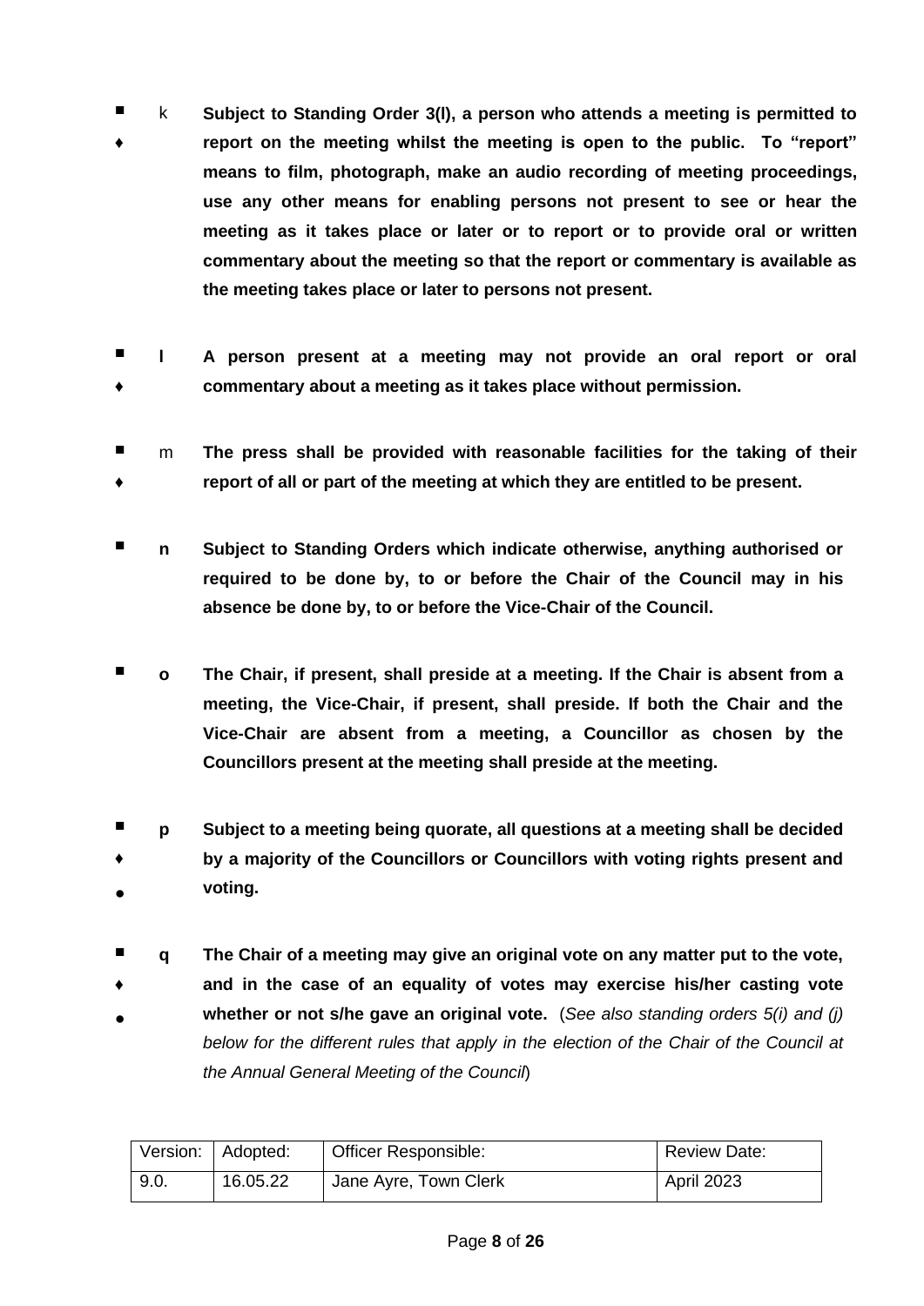■ ♦ k **Subject to Standing Order 3(l), a person who attends a meeting is permitted to report on the meeting whilst the meeting is open to the public. To "report" means to film, photograph, make an audio recording of meeting proceedings, use any other means for enabling persons not present to see or hear the meeting as it takes place or later or to report or to provide oral or written commentary about the meeting so that the report or commentary is available as the meeting takes place or later to persons not present.**

■ ♦ **l** **A person present at a meeting may not provide an oral report or oral commentary about a meeting as it takes place without permission.**

■ ♦ m **The press shall be provided with reasonable facilities for the taking of their report of all or part of the meeting at which they are entitled to be present.**

■ **n** **Subject to Standing Orders which indicate otherwise, anything authorised or required to be done by, to or before the Chair of the Council may in his absence be done by, to or before the Vice-Chair of the Council.**

■ **o** **The Chair, if present, shall preside at a meeting. If the Chair is absent from a meeting, the Vice-Chair, if present, shall preside. If both the Chair and the Vice-Chair are absent from a meeting, a Councillor as chosen by the Councillors present at the meeting shall preside at the meeting.**

■ ♦ ● **p** **Subject to a meeting being quorate, all questions at a meeting shall be decided by a majority of the Councillors or Councillors with voting rights present and voting.**

■ ♦ ● **q** **The Chair of a meeting may give an original vote on any matter put to the vote, and in the case of an equality of votes may exercise his/her casting vote whether or not s/he gave an original vote.** (*See also standing orders 5(i) and (j) below for the different rules that apply in the election of the Chair of the Council at the Annual General Meeting of the Council*)

| Version: | Adopted: | Officer Responsible: | Review Date: |
|---|---|---|---|
| 9.0. | 16.05.22 | Jane Ayre, Town Clerk | April 2023 |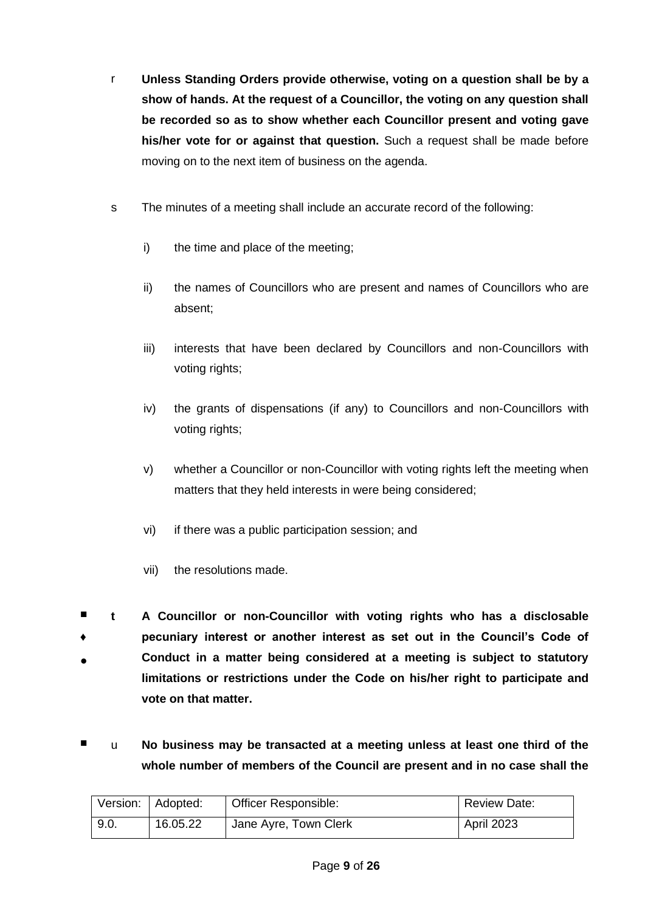r **Unless Standing Orders provide otherwise, voting on a question shall be by a show of hands. At the request of a Councillor, the voting on any question shall be recorded so as to show whether each Councillor present and voting gave his/her vote for or against that question.** Such a request shall be made before moving on to the next item of business on the agenda.

s The minutes of a meeting shall include an accurate record of the following:

i) the time and place of the meeting;

ii) the names of Councillors who are present and names of Councillors who are absent;

iii) interests that have been declared by Councillors and non-Councillors with voting rights;

iv) the grants of dispensations (if any) to Councillors and non-Councillors with voting rights;

v) whether a Councillor or non-Councillor with voting rights left the meeting when matters that they held interests in were being considered;

vi) if there was a public participation session; and

vii) the resolutions made.

■ ♦ ● **t A Councillor or non-Councillor with voting rights who has a disclosable pecuniary interest or another interest as set out in the Council's Code of Conduct in a matter being considered at a meeting is subject to statutory limitations or restrictions under the Code on his/her right to participate and vote on that matter.**

■ u **No business may be transacted at a meeting unless at least one third of the whole number of members of the Council are present and in no case shall the**

| Version: | Adopted: | Officer Responsible: | Review Date: |
|---|---|---|---|
| 9.0. | 16.05.22 | Jane Ayre, Town Clerk | April 2023 |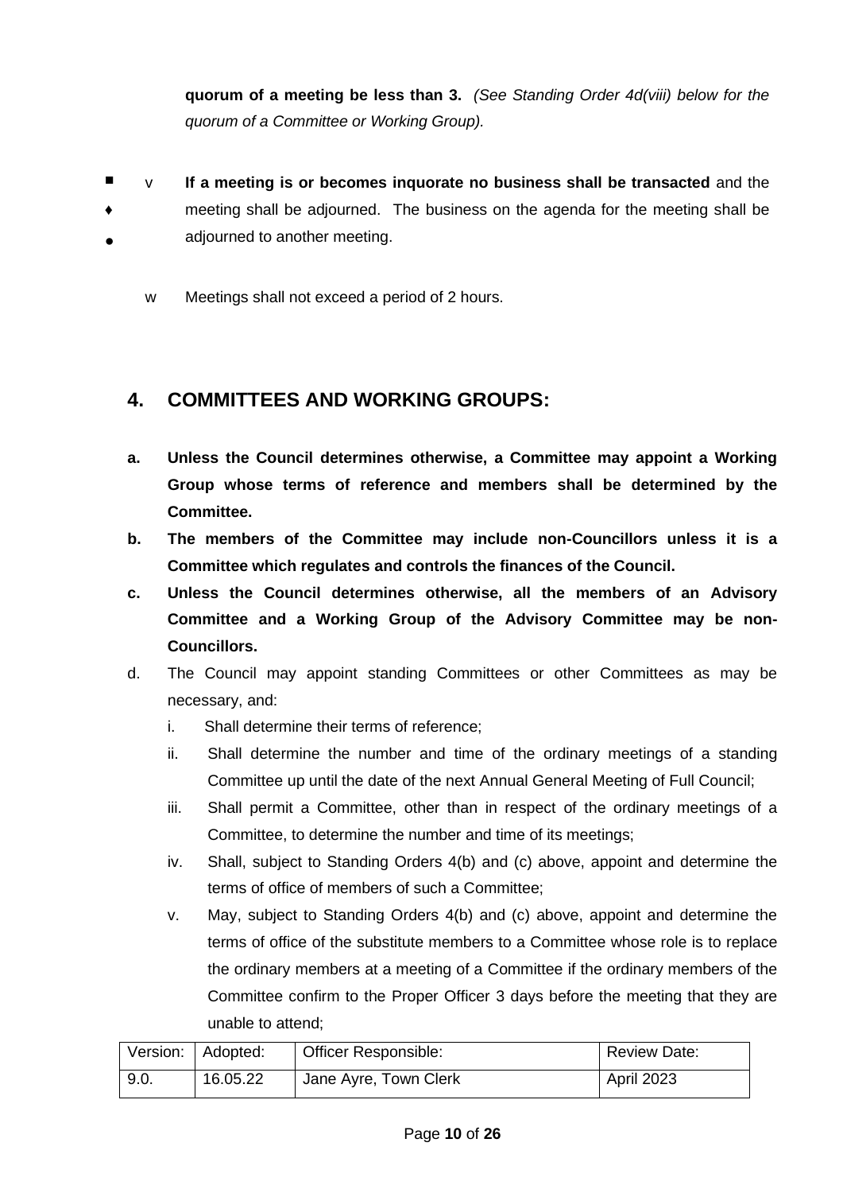**quorum of a meeting be less than 3.** *(See Standing Order 4d(viii) below for the quorum of a Committee or Working Group).*

v **If a meeting is or becomes inquorate no business shall be transacted** and the meeting shall be adjourned. The business on the agenda for the meeting shall be adjourned to another meeting.

w Meetings shall not exceed a period of 2 hours.

## 4. COMMITTEES AND WORKING GROUPS:

**a. Unless the Council determines otherwise, a Committee may appoint a Working Group whose terms of reference and members shall be determined by the Committee.**

**b. The members of the Committee may include non-Councillors unless it is a Committee which regulates and controls the finances of the Council.**

**c. Unless the Council determines otherwise, all the members of an Advisory Committee and a Working Group of the Advisory Committee may be non-Councillors.**

d. The Council may appoint standing Committees or other Committees as may be necessary, and:

   i. Shall determine their terms of reference;

   ii. Shall determine the number and time of the ordinary meetings of a standing Committee up until the date of the next Annual General Meeting of Full Council;

   iii. Shall permit a Committee, other than in respect of the ordinary meetings of a Committee, to determine the number and time of its meetings;

   iv. Shall, subject to Standing Orders 4(b) and (c) above, appoint and determine the terms of office of members of such a Committee;

   v. May, subject to Standing Orders 4(b) and (c) above, appoint and determine the terms of office of the substitute members to a Committee whose role is to replace the ordinary members at a meeting of a Committee if the ordinary members of the Committee confirm to the Proper Officer 3 days before the meeting that they are unable to attend;

| Version: | Adopted: | Officer Responsible: | Review Date: |
|---|---|---|---|
| 9.0. | 16.05.22 | Jane Ayre, Town Clerk | April 2023 |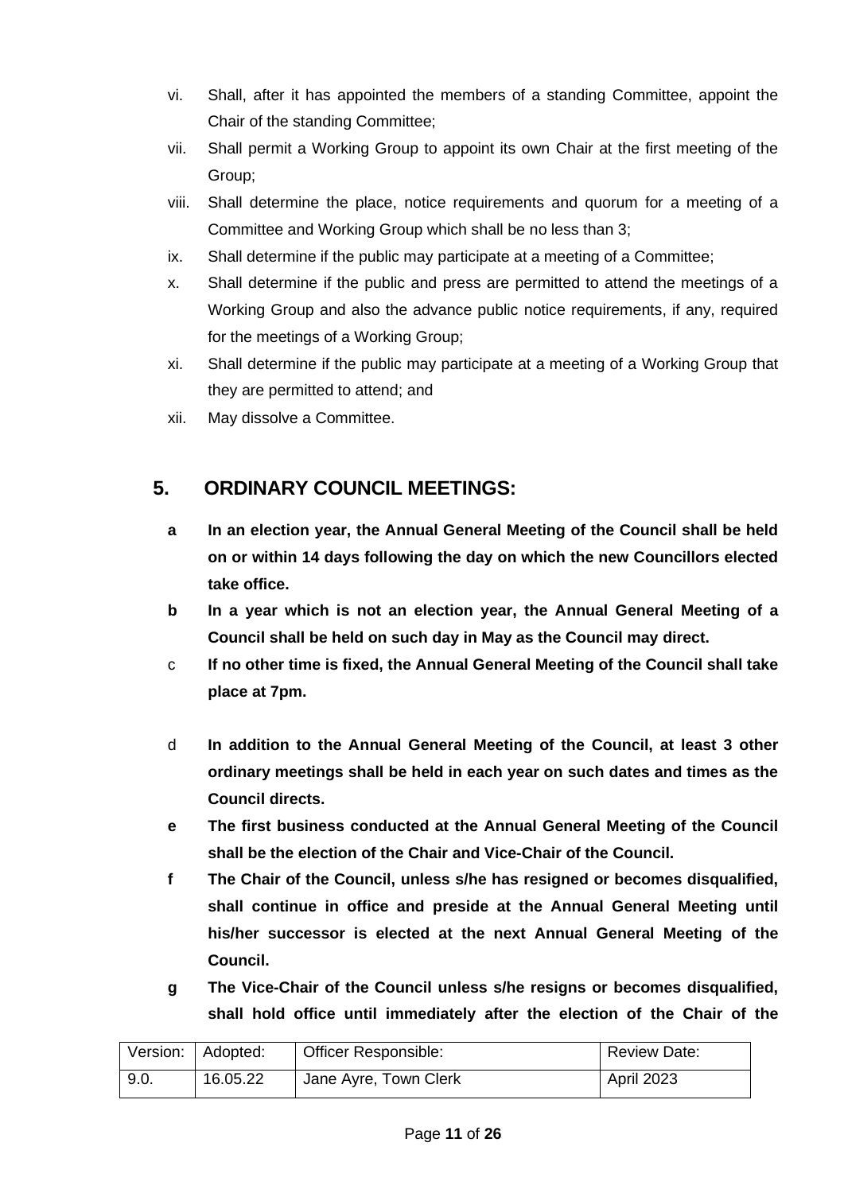vi. Shall, after it has appointed the members of a standing Committee, appoint the Chair of the standing Committee;

vii. Shall permit a Working Group to appoint its own Chair at the first meeting of the Group;

viii. Shall determine the place, notice requirements and quorum for a meeting of a Committee and Working Group which shall be no less than 3;

ix. Shall determine if the public may participate at a meeting of a Committee;

x. Shall determine if the public and press are permitted to attend the meetings of a Working Group and also the advance public notice requirements, if any, required for the meetings of a Working Group;

xi. Shall determine if the public may participate at a meeting of a Working Group that they are permitted to attend; and

xii. May dissolve a Committee.

## 5. ORDINARY COUNCIL MEETINGS:

**a In an election year, the Annual General Meeting of the Council shall be held on or within 14 days following the day on which the new Councillors elected take office.**

**b In a year which is not an election year, the Annual General Meeting of a Council shall be held on such day in May as the Council may direct.**

c **If no other time is fixed, the Annual General Meeting of the Council shall take place at 7pm.**

d **In addition to the Annual General Meeting of the Council, at least 3 other ordinary meetings shall be held in each year on such dates and times as the Council directs.**

**e The first business conducted at the Annual General Meeting of the Council shall be the election of the Chair and Vice-Chair of the Council.**

**f The Chair of the Council, unless s/he has resigned or becomes disqualified, shall continue in office and preside at the Annual General Meeting until his/her successor is elected at the next Annual General Meeting of the Council.**

**g The Vice-Chair of the Council unless s/he resigns or becomes disqualified, shall hold office until immediately after the election of the Chair of the**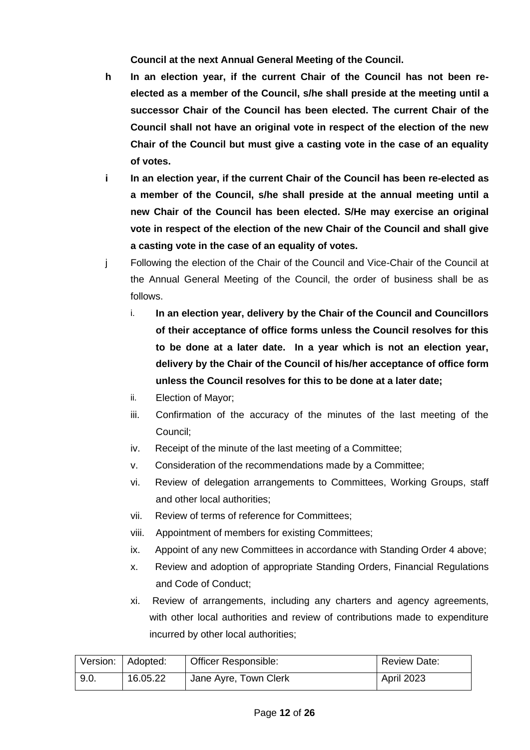**Council at the next Annual General Meeting of the Council.**

h **In an election year, if the current Chair of the Council has not been re-elected as a member of the Council, s/he shall preside at the meeting until a successor Chair of the Council has been elected. The current Chair of the Council shall not have an original vote in respect of the election of the new Chair of the Council but must give a casting vote in the case of an equality of votes.**

i **In an election year, if the current Chair of the Council has been re-elected as a member of the Council, s/he shall preside at the annual meeting until a new Chair of the Council has been elected. S/He may exercise an original vote in respect of the election of the new Chair of the Council and shall give a casting vote in the case of an equality of votes.**

j Following the election of the Chair of the Council and Vice-Chair of the Council at the Annual General Meeting of the Council, the order of business shall be as follows.

i. **In an election year, delivery by the Chair of the Council and Councillors of their acceptance of office forms unless the Council resolves for this to be done at a later date. In a year which is not an election year, delivery by the Chair of the Council of his/her acceptance of office form unless the Council resolves for this to be done at a later date;**

ii. Election of Mayor;

iii. Confirmation of the accuracy of the minutes of the last meeting of the Council;

iv. Receipt of the minute of the last meeting of a Committee;

v. Consideration of the recommendations made by a Committee;

vi. Review of delegation arrangements to Committees, Working Groups, staff and other local authorities;

vii. Review of terms of reference for Committees;

viii. Appointment of members for existing Committees;

ix. Appoint of any new Committees in accordance with Standing Order 4 above;

x. Review and adoption of appropriate Standing Orders, Financial Regulations and Code of Conduct;

xi. Review of arrangements, including any charters and agency agreements, with other local authorities and review of contributions made to expenditure incurred by other local authorities;

| Version: | Adopted: | Officer Responsible: | Review Date: |
|---|---|---|---|
| 9.0. | 16.05.22 | Jane Ayre, Town Clerk | April 2023 |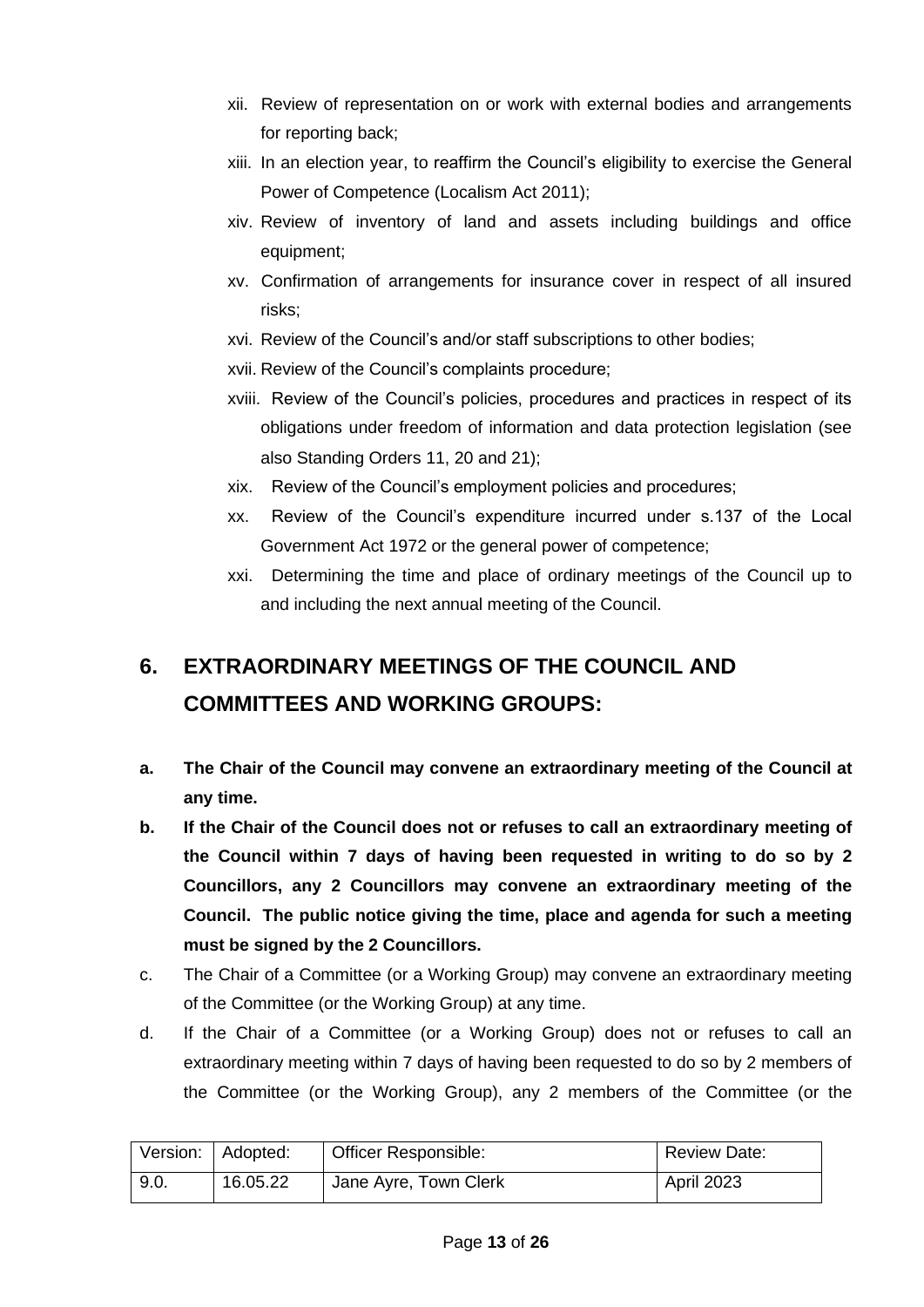xii. Review of representation on or work with external bodies and arrangements for reporting back;

xiii. In an election year, to reaffirm the Council's eligibility to exercise the General Power of Competence (Localism Act 2011);

xiv. Review of inventory of land and assets including buildings and office equipment;

xv. Confirmation of arrangements for insurance cover in respect of all insured risks;

xvi. Review of the Council's and/or staff subscriptions to other bodies;

xvii. Review of the Council's complaints procedure;

xviii. Review of the Council's policies, procedures and practices in respect of its obligations under freedom of information and data protection legislation (see also Standing Orders 11, 20 and 21);

xix. Review of the Council's employment policies and procedures;

xx. Review of the Council's expenditure incurred under s.137 of the Local Government Act 1972 or the general power of competence;

xxi. Determining the time and place of ordinary meetings of the Council up to and including the next annual meeting of the Council.

## 6. EXTRAORDINARY MEETINGS OF THE COUNCIL AND COMMITTEES AND WORKING GROUPS:

**a. The Chair of the Council may convene an extraordinary meeting of the Council at any time.**

**b. If the Chair of the Council does not or refuses to call an extraordinary meeting of the Council within 7 days of having been requested in writing to do so by 2 Councillors, any 2 Councillors may convene an extraordinary meeting of the Council. The public notice giving the time, place and agenda for such a meeting must be signed by the 2 Councillors.**

c. The Chair of a Committee (or a Working Group) may convene an extraordinary meeting of the Committee (or the Working Group) at any time.

d. If the Chair of a Committee (or a Working Group) does not or refuses to call an extraordinary meeting within 7 days of having been requested to do so by 2 members of the Committee (or the Working Group), any 2 members of the Committee (or the

| Version: | Adopted: | Officer Responsible: | Review Date: |
|---|---|---|---|
| 9.0. | 16.05.22 | Jane Ayre, Town Clerk | April 2023 |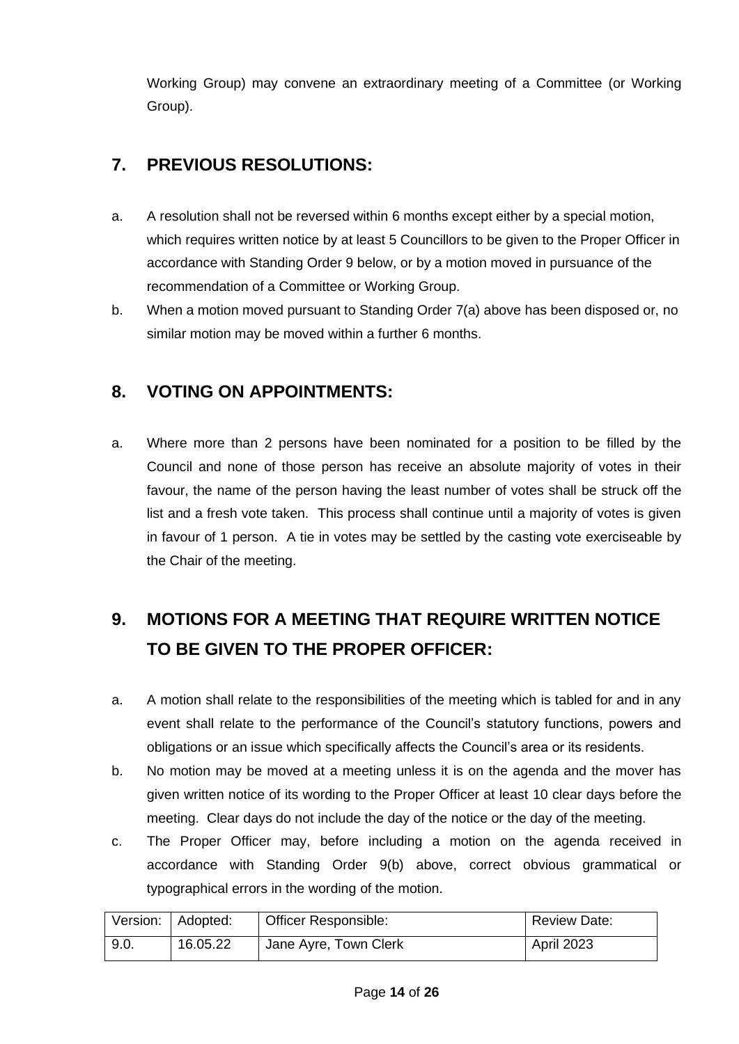Working Group) may convene an extraordinary meeting of a Committee (or Working Group).

## 7. PREVIOUS RESOLUTIONS:

a. A resolution shall not be reversed within 6 months except either by a special motion, which requires written notice by at least 5 Councillors to be given to the Proper Officer in accordance with Standing Order 9 below, or by a motion moved in pursuance of the recommendation of a Committee or Working Group.

b. When a motion moved pursuant to Standing Order 7(a) above has been disposed or, no similar motion may be moved within a further 6 months.

## 8. VOTING ON APPOINTMENTS:

a. Where more than 2 persons have been nominated for a position to be filled by the Council and none of those person has receive an absolute majority of votes in their favour, the name of the person having the least number of votes shall be struck off the list and a fresh vote taken. This process shall continue until a majority of votes is given in favour of 1 person. A tie in votes may be settled by the casting vote exerciseable by the Chair of the meeting.

## 9. MOTIONS FOR A MEETING THAT REQUIRE WRITTEN NOTICE TO BE GIVEN TO THE PROPER OFFICER:

a. A motion shall relate to the responsibilities of the meeting which is tabled for and in any event shall relate to the performance of the Council's statutory functions, powers and obligations or an issue which specifically affects the Council's area or its residents.

b. No motion may be moved at a meeting unless it is on the agenda and the mover has given written notice of its wording to the Proper Officer at least 10 clear days before the meeting. Clear days do not include the day of the notice or the day of the meeting.

c. The Proper Officer may, before including a motion on the agenda received in accordance with Standing Order 9(b) above, correct obvious grammatical or typographical errors in the wording of the motion.

| Version: | Adopted: | Officer Responsible: | Review Date: |
|---|---|---|---|
| 9.0. | 16.05.22 | Jane Ayre, Town Clerk | April 2023 |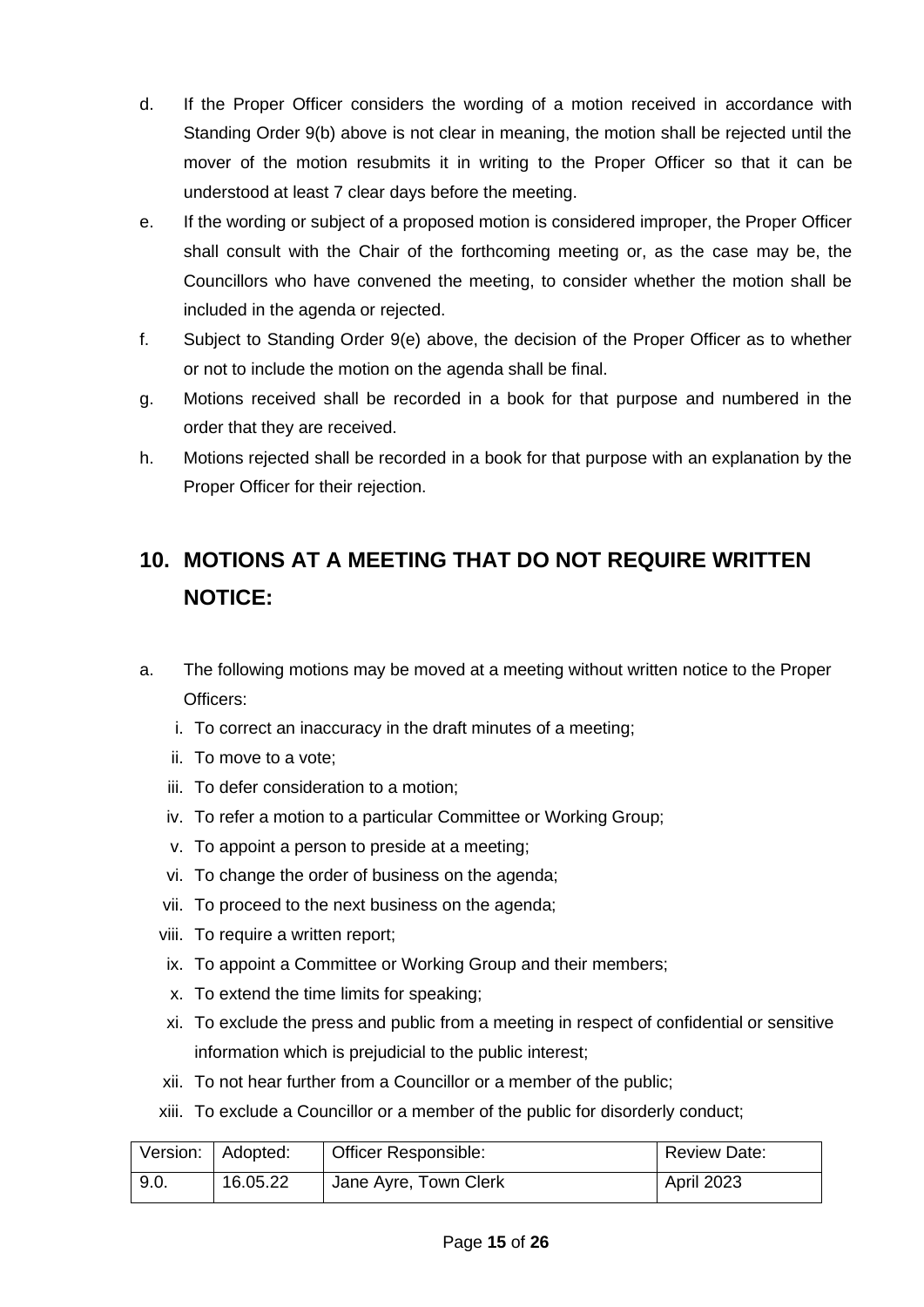d. If the Proper Officer considers the wording of a motion received in accordance with Standing Order 9(b) above is not clear in meaning, the motion shall be rejected until the mover of the motion resubmits it in writing to the Proper Officer so that it can be understood at least 7 clear days before the meeting.

e. If the wording or subject of a proposed motion is considered improper, the Proper Officer shall consult with the Chair of the forthcoming meeting or, as the case may be, the Councillors who have convened the meeting, to consider whether the motion shall be included in the agenda or rejected.

f. Subject to Standing Order 9(e) above, the decision of the Proper Officer as to whether or not to include the motion on the agenda shall be final.

g. Motions received shall be recorded in a book for that purpose and numbered in the order that they are received.

h. Motions rejected shall be recorded in a book for that purpose with an explanation by the Proper Officer for their rejection.

## 10. MOTIONS AT A MEETING THAT DO NOT REQUIRE WRITTEN NOTICE:

a. The following motions may be moved at a meeting without written notice to the Proper Officers:
   i. To correct an inaccuracy in the draft minutes of a meeting;
   ii. To move to a vote;
   iii. To defer consideration to a motion;
   iv. To refer a motion to a particular Committee or Working Group;
   v. To appoint a person to preside at a meeting;
   vi. To change the order of business on the agenda;
   vii. To proceed to the next business on the agenda;
   viii. To require a written report;
   ix. To appoint a Committee or Working Group and their members;
   x. To extend the time limits for speaking;
   xi. To exclude the press and public from a meeting in respect of confidential or sensitive information which is prejudicial to the public interest;
   xii. To not hear further from a Councillor or a member of the public;
   xiii. To exclude a Councillor or a member of the public for disorderly conduct;

| Version: | Adopted: | Officer Responsible: | Review Date: |
|---|---|---|---|
| 9.0. | 16.05.22 | Jane Ayre, Town Clerk | April 2023 |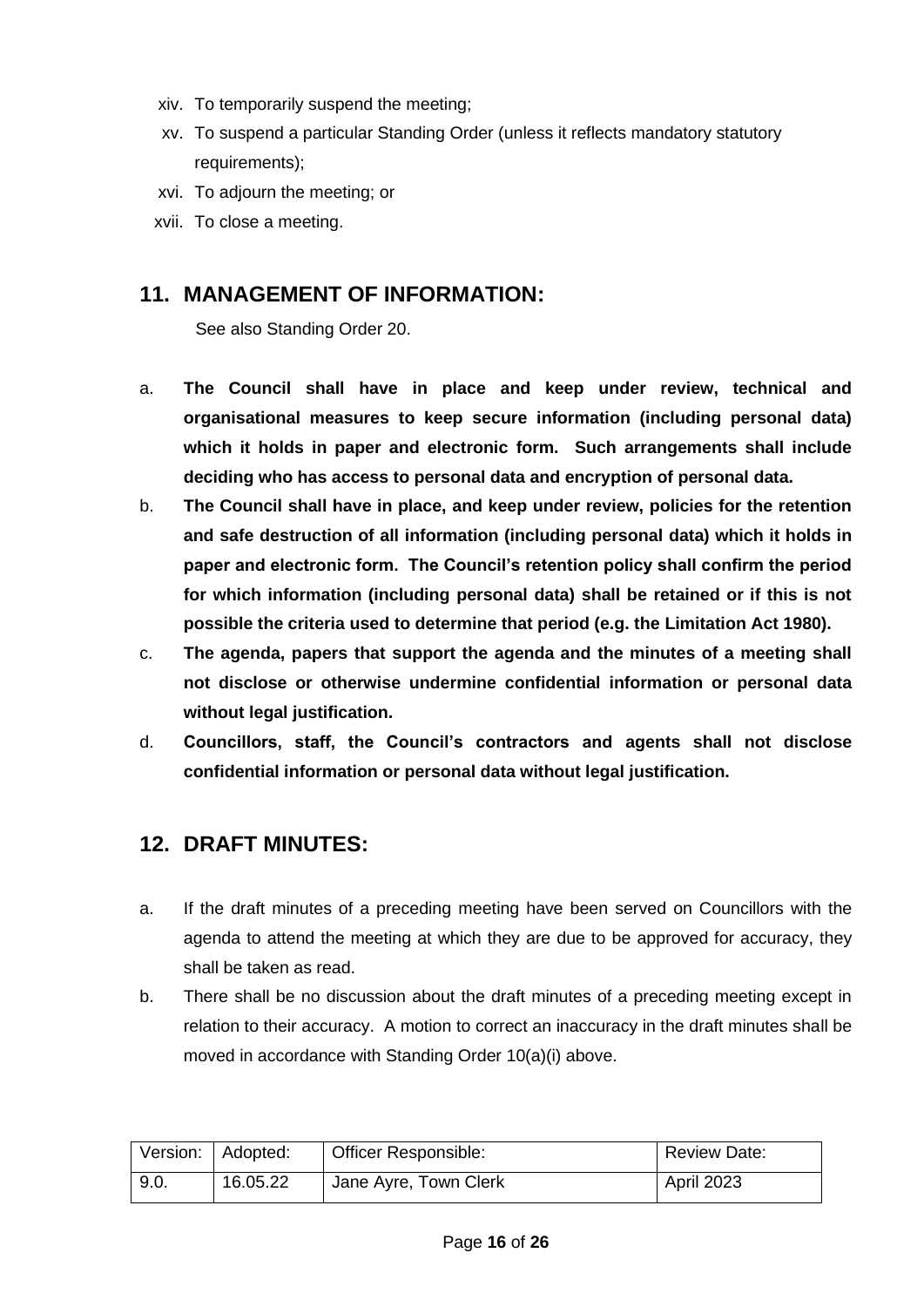xiv. To temporarily suspend the meeting;

xv. To suspend a particular Standing Order (unless it reflects mandatory statutory requirements);

xvi. To adjourn the meeting; or

xvii. To close a meeting.

## 11. MANAGEMENT OF INFORMATION:

See also Standing Order 20.

a. **The Council shall have in place and keep under review, technical and organisational measures to keep secure information (including personal data) which it holds in paper and electronic form. Such arrangements shall include deciding who has access to personal data and encryption of personal data.**

b. **The Council shall have in place, and keep under review, policies for the retention and safe destruction of all information (including personal data) which it holds in paper and electronic form. The Council's retention policy shall confirm the period for which information (including personal data) shall be retained or if this is not possible the criteria used to determine that period (e.g. the Limitation Act 1980).**

c. **The agenda, papers that support the agenda and the minutes of a meeting shall not disclose or otherwise undermine confidential information or personal data without legal justification.**

d. **Councillors, staff, the Council's contractors and agents shall not disclose confidential information or personal data without legal justification.**

## 12. DRAFT MINUTES:

a. If the draft minutes of a preceding meeting have been served on Councillors with the agenda to attend the meeting at which they are due to be approved for accuracy, they shall be taken as read.

b. There shall be no discussion about the draft minutes of a preceding meeting except in relation to their accuracy. A motion to correct an inaccuracy in the draft minutes shall be moved in accordance with Standing Order 10(a)(i) above.

| Version: | Adopted: | Officer Responsible: | Review Date: |
|---|---|---|---|
| 9.0. | 16.05.22 | Jane Ayre, Town Clerk | April 2023 |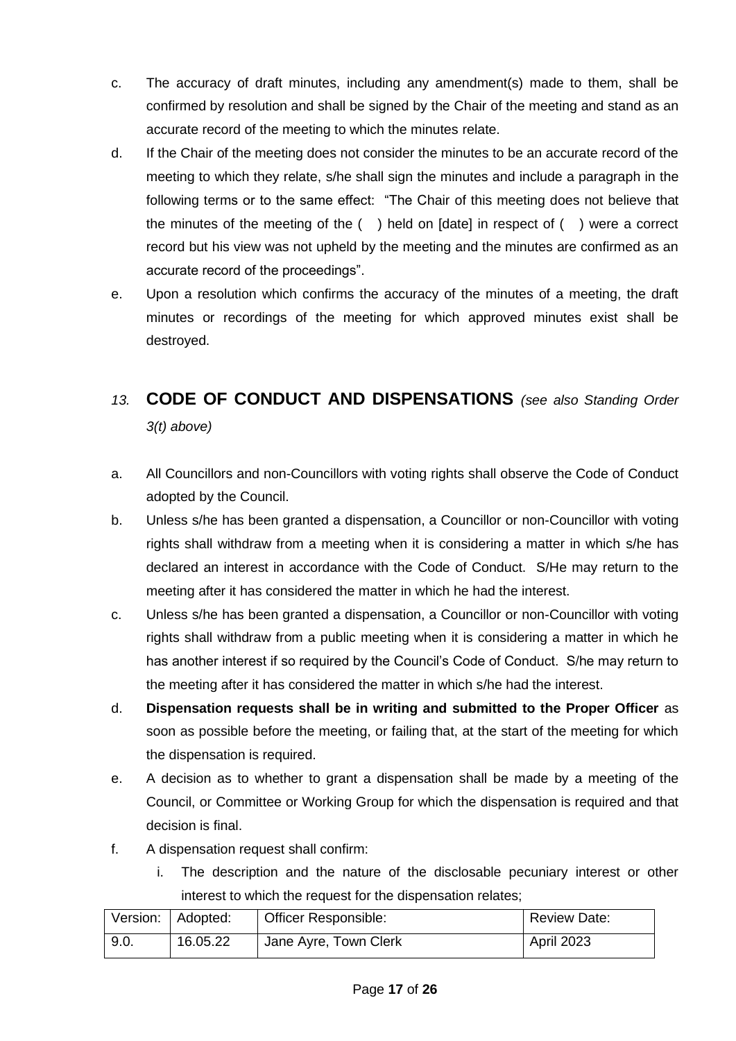c. The accuracy of draft minutes, including any amendment(s) made to them, shall be confirmed by resolution and shall be signed by the Chair of the meeting and stand as an accurate record of the meeting to which the minutes relate.

d. If the Chair of the meeting does not consider the minutes to be an accurate record of the meeting to which they relate, s/he shall sign the minutes and include a paragraph in the following terms or to the same effect: "The Chair of this meeting does not believe that the minutes of the meeting of the ( ) held on [date] in respect of ( ) were a correct record but his view was not upheld by the meeting and the minutes are confirmed as an accurate record of the proceedings".

e. Upon a resolution which confirms the accuracy of the minutes of a meeting, the draft minutes or recordings of the meeting for which approved minutes exist shall be destroyed.

## *13.* CODE OF CONDUCT AND DISPENSATIONS *(see also Standing Order 3(t) above)*

a. All Councillors and non-Councillors with voting rights shall observe the Code of Conduct adopted by the Council.

b. Unless s/he has been granted a dispensation, a Councillor or non-Councillor with voting rights shall withdraw from a meeting when it is considering a matter in which s/he has declared an interest in accordance with the Code of Conduct. S/He may return to the meeting after it has considered the matter in which he had the interest.

c. Unless s/he has been granted a dispensation, a Councillor or non-Councillor with voting rights shall withdraw from a public meeting when it is considering a matter in which he has another interest if so required by the Council's Code of Conduct. S/he may return to the meeting after it has considered the matter in which s/he had the interest.

d. **Dispensation requests shall be in writing and submitted to the Proper Officer** as soon as possible before the meeting, or failing that, at the start of the meeting for which the dispensation is required.

e. A decision as to whether to grant a dispensation shall be made by a meeting of the Council, or Committee or Working Group for which the dispensation is required and that decision is final.

f. A dispensation request shall confirm:

   i. The description and the nature of the disclosable pecuniary interest or other interest to which the request for the dispensation relates;

| Version: | Adopted: | Officer Responsible: | Review Date: |
|---|---|---|---|
| 9.0. | 16.05.22 | Jane Ayre, Town Clerk | April 2023 |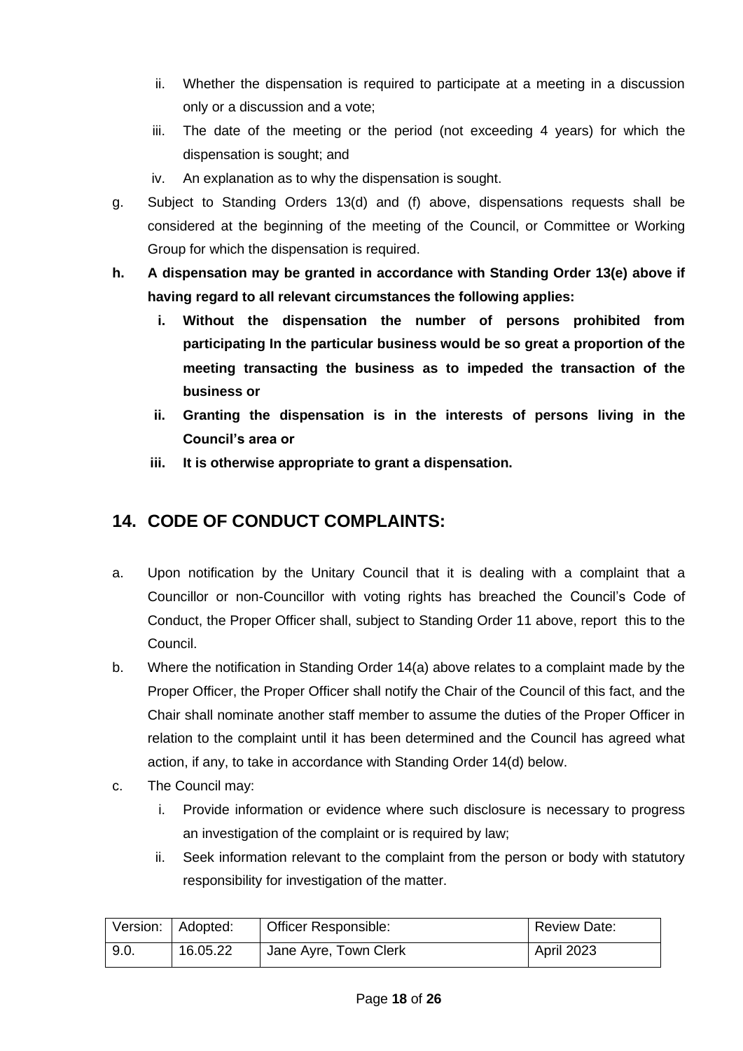ii. Whether the dispensation is required to participate at a meeting in a discussion only or a discussion and a vote;
iii. The date of the meeting or the period (not exceeding 4 years) for which the dispensation is sought; and
iv. An explanation as to why the dispensation is sought.

g. Subject to Standing Orders 13(d) and (f) above, dispensations requests shall be considered at the beginning of the meeting of the Council, or Committee or Working Group for which the dispensation is required.

**h. A dispensation may be granted in accordance with Standing Order 13(e) above if having regard to all relevant circumstances the following applies:**

**i. Without the dispensation the number of persons prohibited from participating In the particular business would be so great a proportion of the meeting transacting the business as to impeded the transaction of the business or**

**ii. Granting the dispensation is in the interests of persons living in the Council's area or**

**iii. It is otherwise appropriate to grant a dispensation.**

## 14. CODE OF CONDUCT COMPLAINTS:

a. Upon notification by the Unitary Council that it is dealing with a complaint that a Councillor or non-Councillor with voting rights has breached the Council's Code of Conduct, the Proper Officer shall, subject to Standing Order 11 above, report this to the Council.

b. Where the notification in Standing Order 14(a) above relates to a complaint made by the Proper Officer, the Proper Officer shall notify the Chair of the Council of this fact, and the Chair shall nominate another staff member to assume the duties of the Proper Officer in relation to the complaint until it has been determined and the Council has agreed what action, if any, to take in accordance with Standing Order 14(d) below.

c. The Council may:

i. Provide information or evidence where such disclosure is necessary to progress an investigation of the complaint or is required by law;
ii. Seek information relevant to the complaint from the person or body with statutory responsibility for investigation of the matter.

| Version: | Adopted: | Officer Responsible: | Review Date: |
|---|---|---|---|
| 9.0. | 16.05.22 | Jane Ayre, Town Clerk | April 2023 |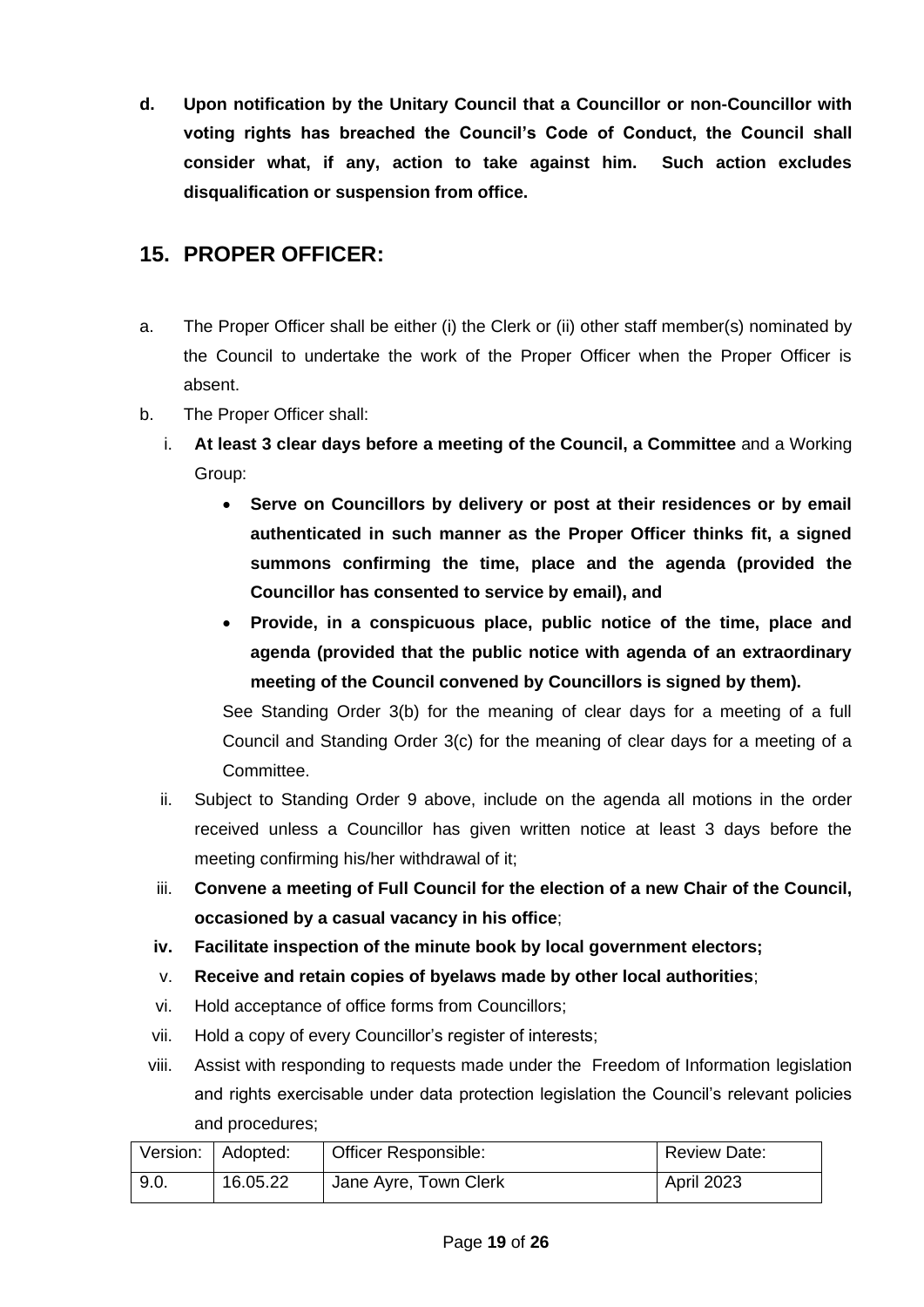**d. Upon notification by the Unitary Council that a Councillor or non-Councillor with voting rights has breached the Council's Code of Conduct, the Council shall consider what, if any, action to take against him. Such action excludes disqualification or suspension from office.**

## 15. PROPER OFFICER:

a. The Proper Officer shall be either (i) the Clerk or (ii) other staff member(s) nominated by the Council to undertake the work of the Proper Officer when the Proper Officer is absent.

b. The Proper Officer shall:

   i. **At least 3 clear days before a meeting of the Council, a Committee** and a Working Group:

   - **Serve on Councillors by delivery or post at their residences or by email authenticated in such manner as the Proper Officer thinks fit, a signed summons confirming the time, place and the agenda (provided the Councillor has consented to service by email), and**
   - **Provide, in a conspicuous place, public notice of the time, place and agenda (provided that the public notice with agenda of an extraordinary meeting of the Council convened by Councillors is signed by them).**

   See Standing Order 3(b) for the meaning of clear days for a meeting of a full Council and Standing Order 3(c) for the meaning of clear days for a meeting of a Committee.

   ii. Subject to Standing Order 9 above, include on the agenda all motions in the order received unless a Councillor has given written notice at least 3 days before the meeting confirming his/her withdrawal of it;

   iii. **Convene a meeting of Full Council for the election of a new Chair of the Council, occasioned by a casual vacancy in his office**;

   **iv. Facilitate inspection of the minute book by local government electors;**

   v. **Receive and retain copies of byelaws made by other local authorities**;

   vi. Hold acceptance of office forms from Councillors;

   vii. Hold a copy of every Councillor's register of interests;

   viii. Assist with responding to requests made under the Freedom of Information legislation and rights exercisable under data protection legislation the Council's relevant policies and procedures;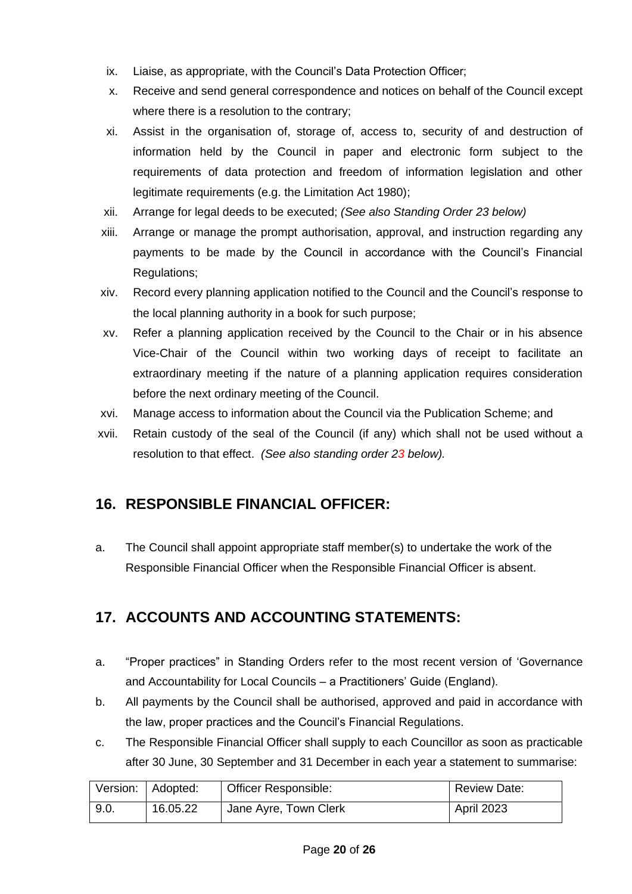ix. Liaise, as appropriate, with the Council's Data Protection Officer;

x. Receive and send general correspondence and notices on behalf of the Council except where there is a resolution to the contrary;

xi. Assist in the organisation of, storage of, access to, security of and destruction of information held by the Council in paper and electronic form subject to the requirements of data protection and freedom of information legislation and other legitimate requirements (e.g. the Limitation Act 1980);

xii. Arrange for legal deeds to be executed; *(See also Standing Order 23 below)*

xiii. Arrange or manage the prompt authorisation, approval, and instruction regarding any payments to be made by the Council in accordance with the Council's Financial Regulations;

xiv. Record every planning application notified to the Council and the Council's response to the local planning authority in a book for such purpose;

xv. Refer a planning application received by the Council to the Chair or in his absence Vice-Chair of the Council within two working days of receipt to facilitate an extraordinary meeting if the nature of a planning application requires consideration before the next ordinary meeting of the Council.

xvi. Manage access to information about the Council via the Publication Scheme; and

xvii. Retain custody of the seal of the Council (if any) which shall not be used without a resolution to that effect. *(See also standing order 23 below).*

## 16. RESPONSIBLE FINANCIAL OFFICER:

a. The Council shall appoint appropriate staff member(s) to undertake the work of the Responsible Financial Officer when the Responsible Financial Officer is absent.

## 17. ACCOUNTS AND ACCOUNTING STATEMENTS:

a. "Proper practices" in Standing Orders refer to the most recent version of 'Governance and Accountability for Local Councils – a Practitioners' Guide (England).

b. All payments by the Council shall be authorised, approved and paid in accordance with the law, proper practices and the Council's Financial Regulations.

c. The Responsible Financial Officer shall supply to each Councillor as soon as practicable after 30 June, 30 September and 31 December in each year a statement to summarise:

| Version: | Adopted: | Officer Responsible: | Review Date: |
|---|---|---|---|
| 9.0. | 16.05.22 | Jane Ayre, Town Clerk | April 2023 |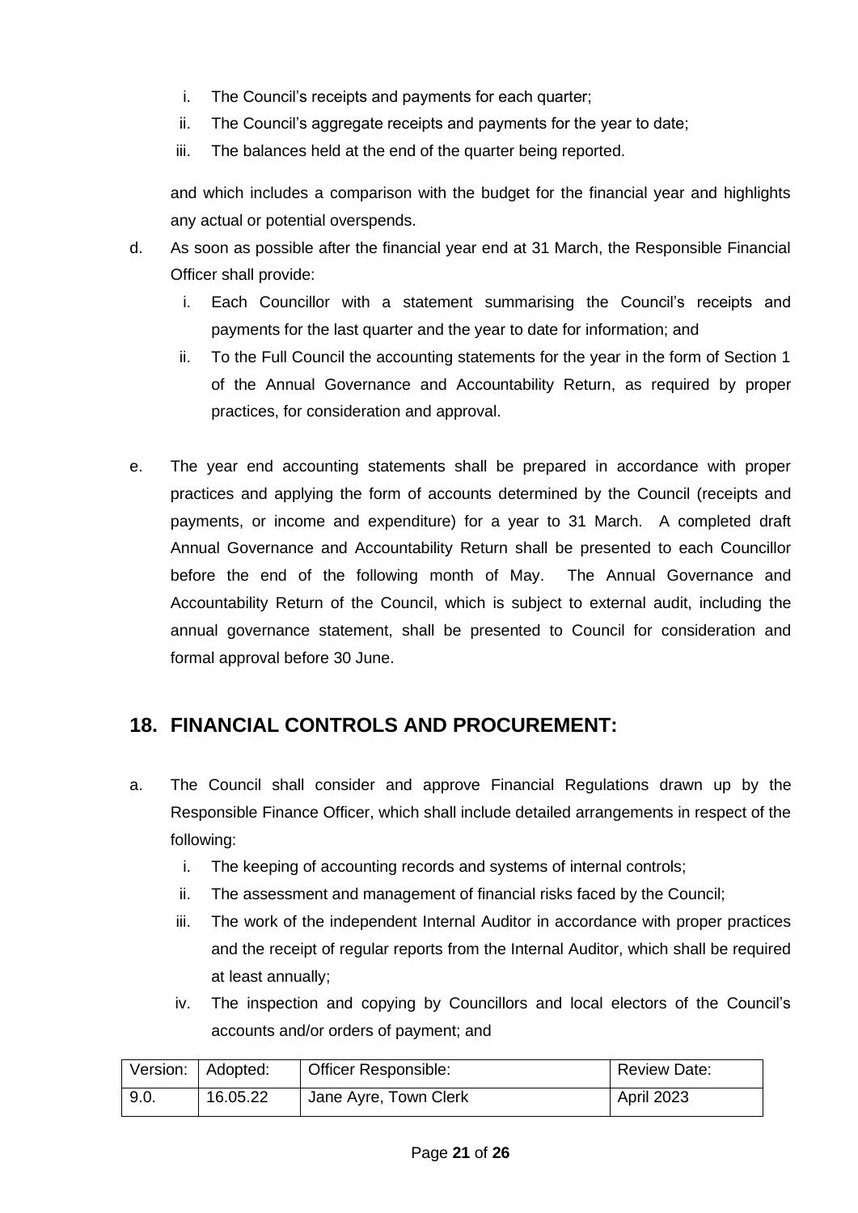i. The Council's receipts and payments for each quarter;
ii. The Council's aggregate receipts and payments for the year to date;
iii. The balances held at the end of the quarter being reported.

and which includes a comparison with the budget for the financial year and highlights any actual or potential overspends.

d. As soon as possible after the financial year end at 31 March, the Responsible Financial Officer shall provide:

   i. Each Councillor with a statement summarising the Council's receipts and payments for the last quarter and the year to date for information; and
   ii. To the Full Council the accounting statements for the year in the form of Section 1 of the Annual Governance and Accountability Return, as required by proper practices, for consideration and approval.

e. The year end accounting statements shall be prepared in accordance with proper practices and applying the form of accounts determined by the Council (receipts and payments, or income and expenditure) for a year to 31 March. A completed draft Annual Governance and Accountability Return shall be presented to each Councillor before the end of the following month of May. The Annual Governance and Accountability Return of the Council, which is subject to external audit, including the annual governance statement, shall be presented to Council for consideration and formal approval before 30 June.

## 18. FINANCIAL CONTROLS AND PROCUREMENT:

a. The Council shall consider and approve Financial Regulations drawn up by the Responsible Finance Officer, which shall include detailed arrangements in respect of the following:

   i. The keeping of accounting records and systems of internal controls;
   ii. The assessment and management of financial risks faced by the Council;
   iii. The work of the independent Internal Auditor in accordance with proper practices and the receipt of regular reports from the Internal Auditor, which shall be required at least annually;
   iv. The inspection and copying by Councillors and local electors of the Council's accounts and/or orders of payment; and

| Version: | Adopted: | Officer Responsible: | Review Date: |
|---|---|---|---|
| 9.0. | 16.05.22 | Jane Ayre, Town Clerk | April 2023 |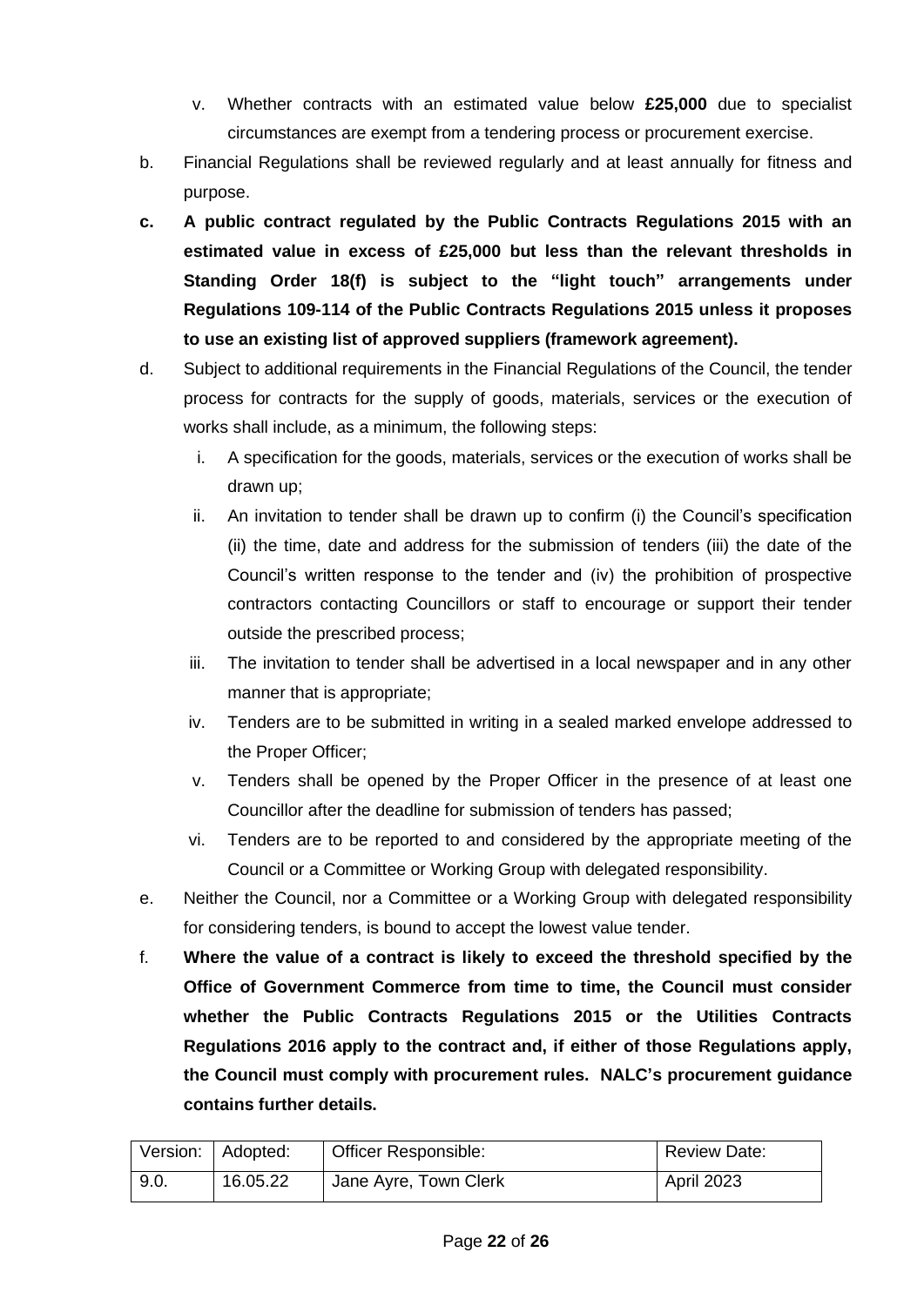v. Whether contracts with an estimated value below **£25,000** due to specialist circumstances are exempt from a tendering process or procurement exercise.

b. Financial Regulations shall be reviewed regularly and at least annually for fitness and purpose.

**c. A public contract regulated by the Public Contracts Regulations 2015 with an estimated value in excess of £25,000 but less than the relevant thresholds in Standing Order 18(f) is subject to the "light touch" arrangements under Regulations 109-114 of the Public Contracts Regulations 2015 unless it proposes to use an existing list of approved suppliers (framework agreement).**

d. Subject to additional requirements in the Financial Regulations of the Council, the tender process for contracts for the supply of goods, materials, services or the execution of works shall include, as a minimum, the following steps:

   i. A specification for the goods, materials, services or the execution of works shall be drawn up;
   ii. An invitation to tender shall be drawn up to confirm (i) the Council's specification (ii) the time, date and address for the submission of tenders (iii) the date of the Council's written response to the tender and (iv) the prohibition of prospective contractors contacting Councillors or staff to encourage or support their tender outside the prescribed process;
   iii. The invitation to tender shall be advertised in a local newspaper and in any other manner that is appropriate;
   iv. Tenders are to be submitted in writing in a sealed marked envelope addressed to the Proper Officer;
   v. Tenders shall be opened by the Proper Officer in the presence of at least one Councillor after the deadline for submission of tenders has passed;
   vi. Tenders are to be reported to and considered by the appropriate meeting of the Council or a Committee or Working Group with delegated responsibility.

e. Neither the Council, nor a Committee or a Working Group with delegated responsibility for considering tenders, is bound to accept the lowest value tender.

f. **Where the value of a contract is likely to exceed the threshold specified by the Office of Government Commerce from time to time, the Council must consider whether the Public Contracts Regulations 2015 or the Utilities Contracts Regulations 2016 apply to the contract and, if either of those Regulations apply, the Council must comply with procurement rules. NALC's procurement guidance contains further details.**

| Version: | Adopted: | Officer Responsible: | Review Date: |
|---|---|---|---|
| 9.0. | 16.05.22 | Jane Ayre, Town Clerk | April 2023 |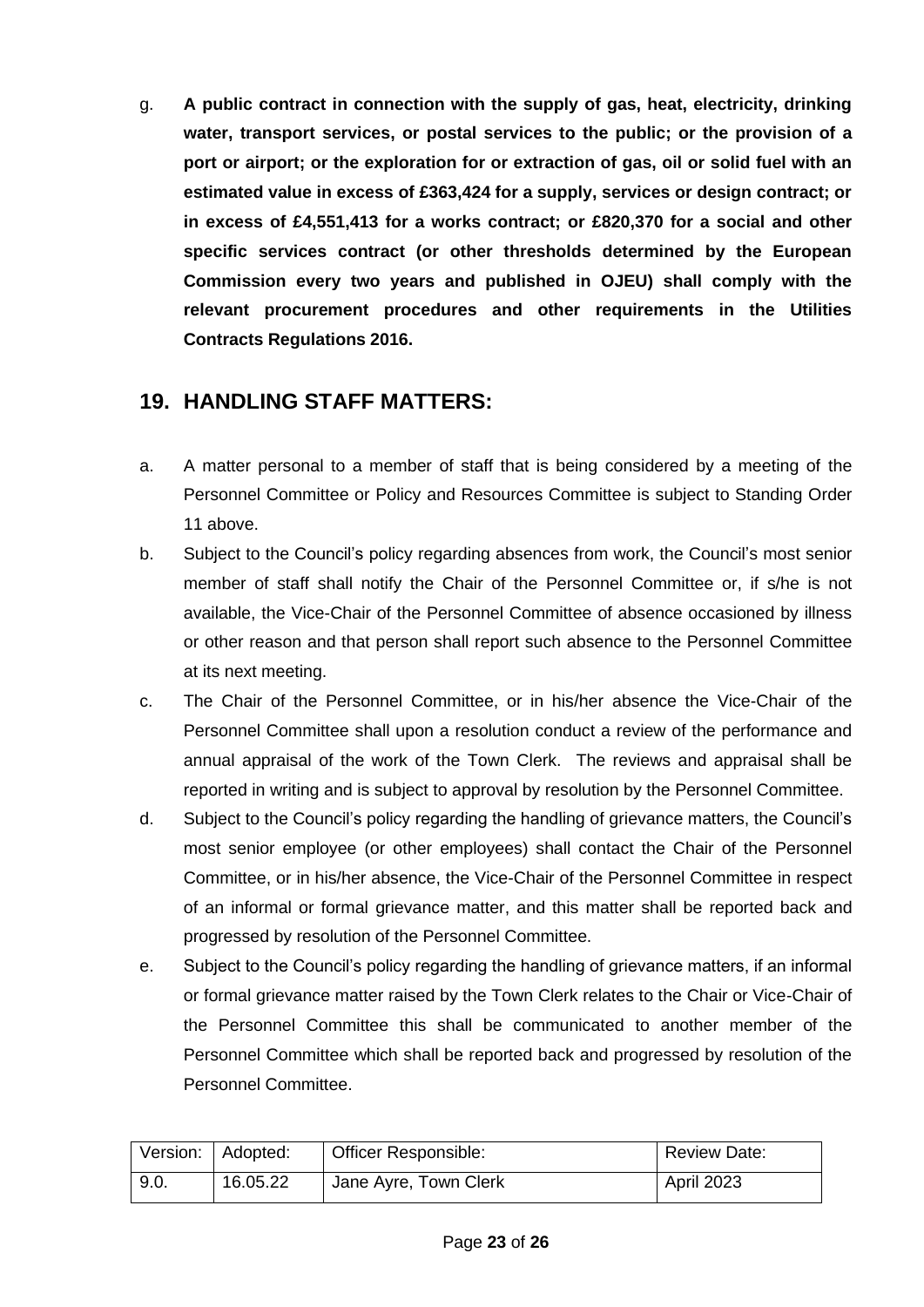g. **A public contract in connection with the supply of gas, heat, electricity, drinking water, transport services, or postal services to the public; or the provision of a port or airport; or the exploration for or extraction of gas, oil or solid fuel with an estimated value in excess of £363,424 for a supply, services or design contract; or in excess of £4,551,413 for a works contract; or £820,370 for a social and other specific services contract (or other thresholds determined by the European Commission every two years and published in OJEU) shall comply with the relevant procurement procedures and other requirements in the Utilities Contracts Regulations 2016.**

## 19. HANDLING STAFF MATTERS:

a. A matter personal to a member of staff that is being considered by a meeting of the Personnel Committee or Policy and Resources Committee is subject to Standing Order 11 above.

b. Subject to the Council's policy regarding absences from work, the Council's most senior member of staff shall notify the Chair of the Personnel Committee or, if s/he is not available, the Vice-Chair of the Personnel Committee of absence occasioned by illness or other reason and that person shall report such absence to the Personnel Committee at its next meeting.

c. The Chair of the Personnel Committee, or in his/her absence the Vice-Chair of the Personnel Committee shall upon a resolution conduct a review of the performance and annual appraisal of the work of the Town Clerk. The reviews and appraisal shall be reported in writing and is subject to approval by resolution by the Personnel Committee.

d. Subject to the Council's policy regarding the handling of grievance matters, the Council's most senior employee (or other employees) shall contact the Chair of the Personnel Committee, or in his/her absence, the Vice-Chair of the Personnel Committee in respect of an informal or formal grievance matter, and this matter shall be reported back and progressed by resolution of the Personnel Committee.

e. Subject to the Council's policy regarding the handling of grievance matters, if an informal or formal grievance matter raised by the Town Clerk relates to the Chair or Vice-Chair of the Personnel Committee this shall be communicated to another member of the Personnel Committee which shall be reported back and progressed by resolution of the Personnel Committee.

| Version: | Adopted: | Officer Responsible: | Review Date: |
|---|---|---|---|
| 9.0. | 16.05.22 | Jane Ayre, Town Clerk | April 2023 |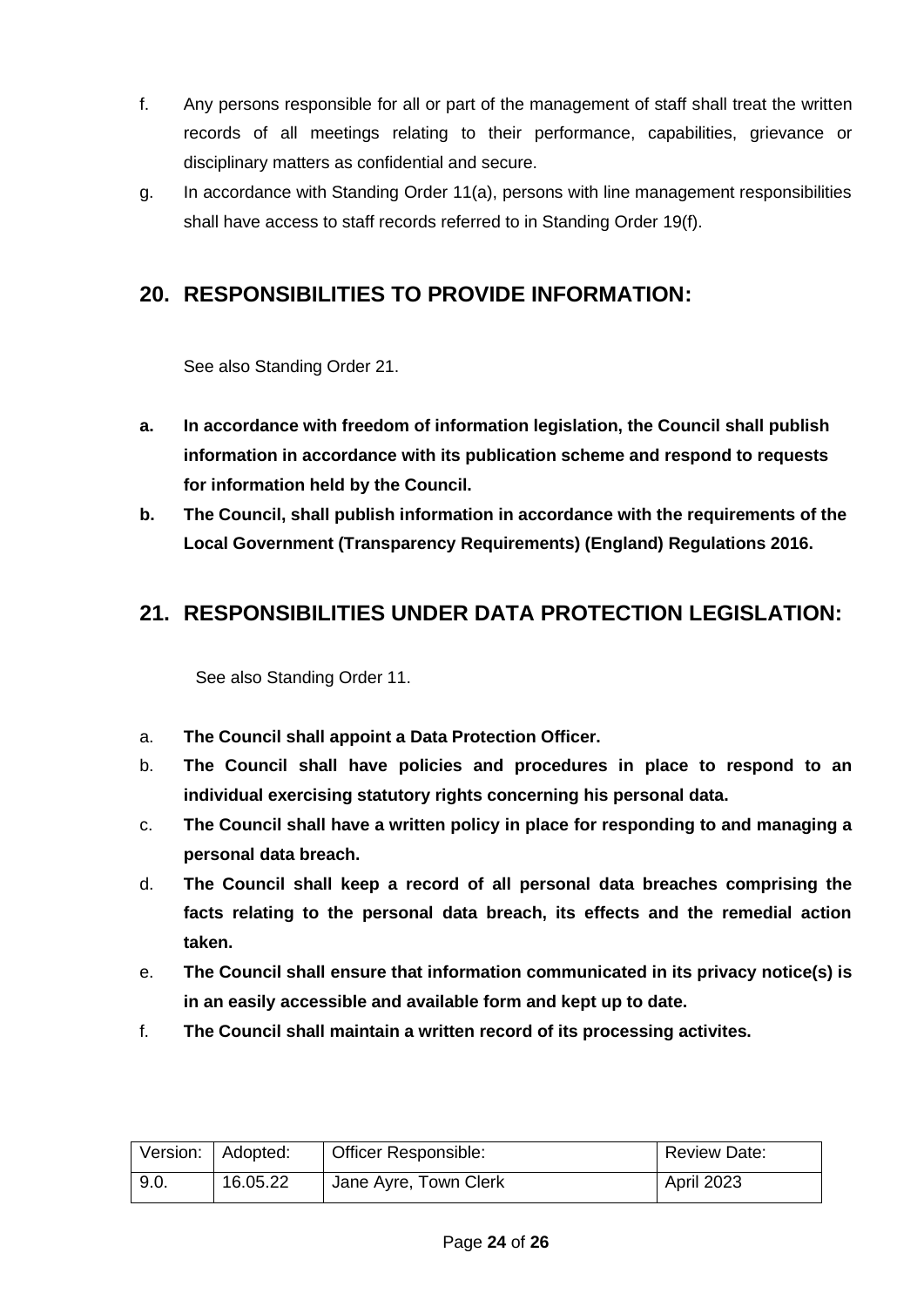f. Any persons responsible for all or part of the management of staff shall treat the written records of all meetings relating to their performance, capabilities, grievance or disciplinary matters as confidential and secure.

g. In accordance with Standing Order 11(a), persons with line management responsibilities shall have access to staff records referred to in Standing Order 19(f).

## 20. RESPONSIBILITIES TO PROVIDE INFORMATION:

See also Standing Order 21.

**a. In accordance with freedom of information legislation, the Council shall publish information in accordance with its publication scheme and respond to requests for information held by the Council.**

**b. The Council, shall publish information in accordance with the requirements of the Local Government (Transparency Requirements) (England) Regulations 2016.**

## 21. RESPONSIBILITIES UNDER DATA PROTECTION LEGISLATION:

See also Standing Order 11.

a. **The Council shall appoint a Data Protection Officer.**

b. **The Council shall have policies and procedures in place to respond to an individual exercising statutory rights concerning his personal data.**

c. **The Council shall have a written policy in place for responding to and managing a personal data breach.**

d. **The Council shall keep a record of all personal data breaches comprising the facts relating to the personal data breach, its effects and the remedial action taken.**

e. **The Council shall ensure that information communicated in its privacy notice(s) is in an easily accessible and available form and kept up to date.**

f. **The Council shall maintain a written record of its processing activites.**

| Version: | Adopted: | Officer Responsible: | Review Date: |
| --- | --- | --- | --- |
| 9.0. | 16.05.22 | Jane Ayre, Town Clerk | April 2023 |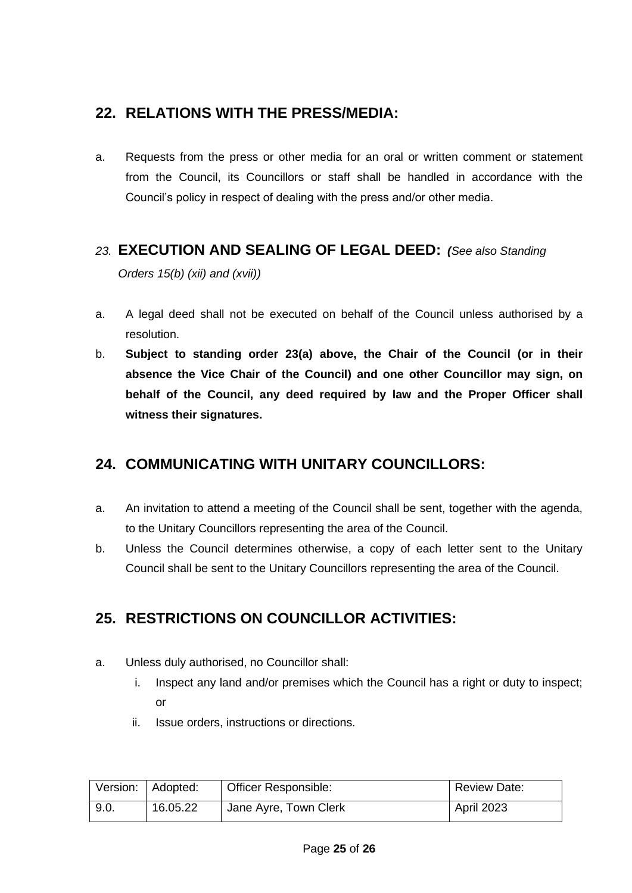## 22. RELATIONS WITH THE PRESS/MEDIA:

a. Requests from the press or other media for an oral or written comment or statement from the Council, its Councillors or staff shall be handled in accordance with the Council's policy in respect of dealing with the press and/or other media.

## *23.* EXECUTION AND SEALING OF LEGAL DEED: *(See also Standing Orders 15(b) (xii) and (xvii))*

a. A legal deed shall not be executed on behalf of the Council unless authorised by a resolution.

b. **Subject to standing order 23(a) above, the Chair of the Council (or in their absence the Vice Chair of the Council) and one other Councillor may sign, on behalf of the Council, any deed required by law and the Proper Officer shall witness their signatures.**

## 24. COMMUNICATING WITH UNITARY COUNCILLORS:

a. An invitation to attend a meeting of the Council shall be sent, together with the agenda, to the Unitary Councillors representing the area of the Council.

b. Unless the Council determines otherwise, a copy of each letter sent to the Unitary Council shall be sent to the Unitary Councillors representing the area of the Council.

## 25. RESTRICTIONS ON COUNCILLOR ACTIVITIES:

a. Unless duly authorised, no Councillor shall:
   i. Inspect any land and/or premises which the Council has a right or duty to inspect; or
   ii. Issue orders, instructions or directions.

| Version: | Adopted: | Officer Responsible: | Review Date: |
|---|---|---|---|
| 9.0. | 16.05.22 | Jane Ayre, Town Clerk | April 2023 |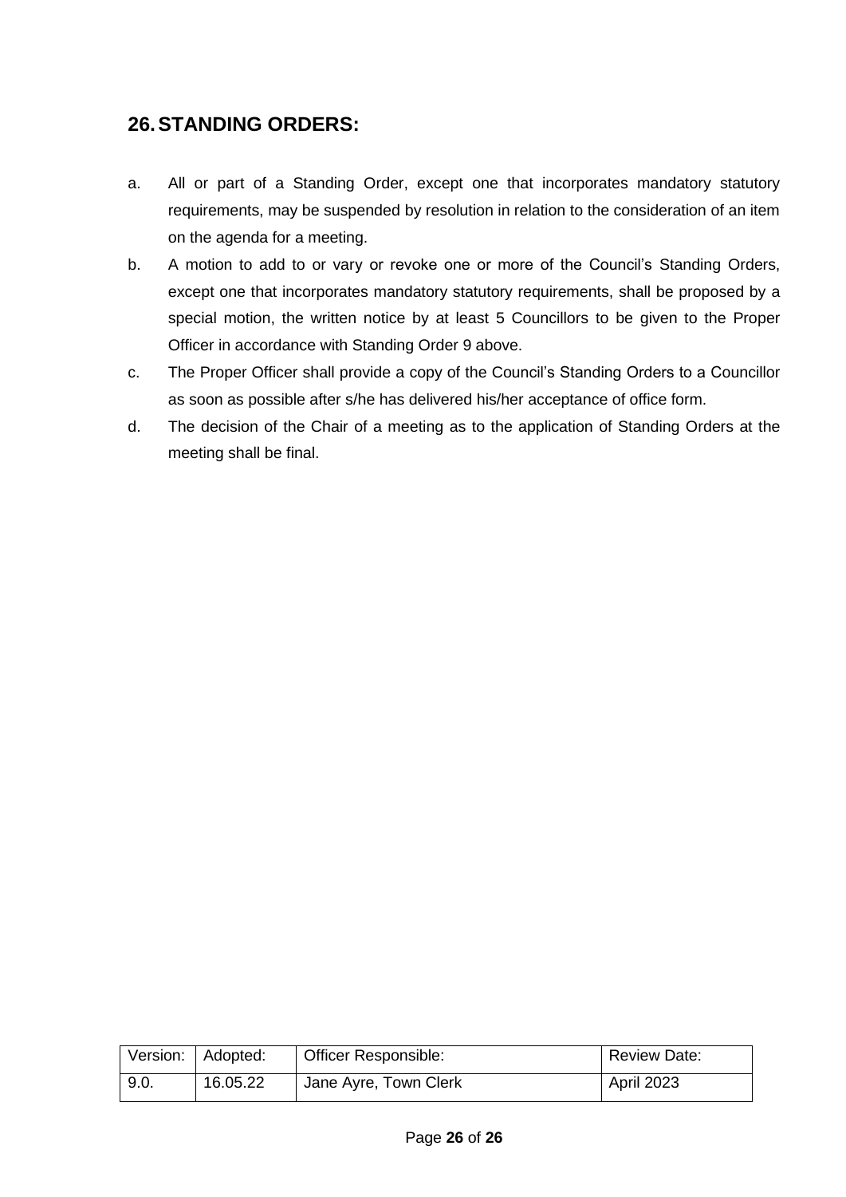## 26. STANDING ORDERS:

a. All or part of a Standing Order, except one that incorporates mandatory statutory requirements, may be suspended by resolution in relation to the consideration of an item on the agenda for a meeting.

b. A motion to add to or vary or revoke one or more of the Council's Standing Orders, except one that incorporates mandatory statutory requirements, shall be proposed by a special motion, the written notice by at least 5 Councillors to be given to the Proper Officer in accordance with Standing Order 9 above.

c. The Proper Officer shall provide a copy of the Council's Standing Orders to a Councillor as soon as possible after s/he has delivered his/her acceptance of office form.

d. The decision of the Chair of a meeting as to the application of Standing Orders at the meeting shall be final.

| Version: | Adopted: | Officer Responsible: | Review Date: |
|---|---|---|---|
| 9.0. | 16.05.22 | Jane Ayre, Town Clerk | April 2023 |